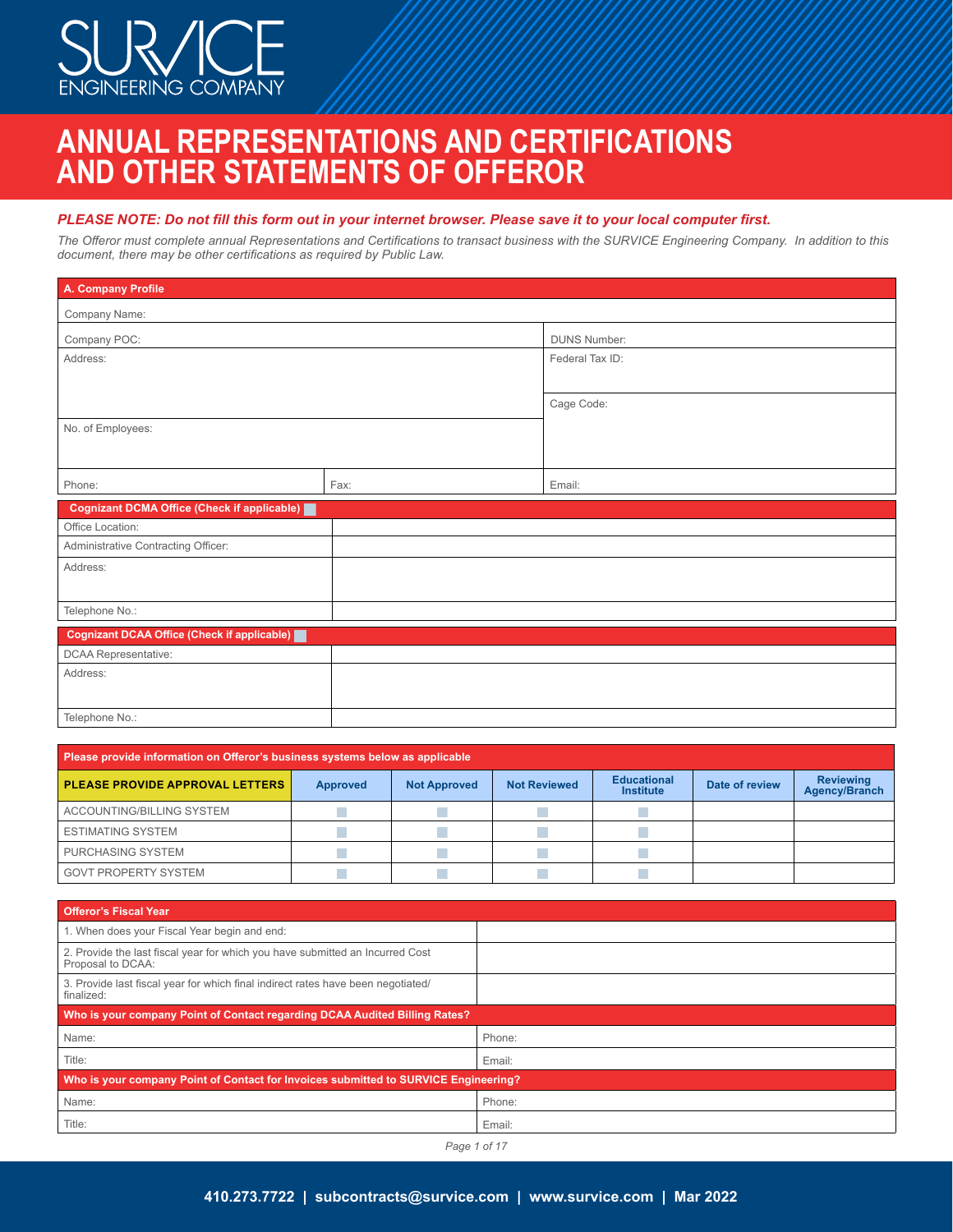SURVICE ENGINEERING COMPANY

# ANNUAL REPRESENTATIONS AND CERTIFICATIONS AND OTHER STATEMENTS OF OFFEROR

***PLEASE NOTE: Do not fill this form out in your internet browser. Please save it to your local computer first.***

*The Offeror must complete annual Representations and Certifications to transact business with the SURVICE Engineering Company. In addition to this document, there may be other certifications as required by Public Law.*

| **A. Company Profile** | | |
|---|---|---|
| Company Name: | | |
| Company POC: | | DUNS Number: |
| Address: | | Federal Tax ID: |
| | | Cage Code: |
| No. of Employees: | | |
| Phone: | Fax: | Email: |

| **Cognizant DCMA Office (Check if applicable)** ☐ | |
|---|---|
| Office Location: | |
| Administrative Contracting Officer: | |
| Address: | |
| Telephone No.: | |

| **Cognizant DCAA Office (Check if applicable)** ☐ | |
|---|---|
| DCAA Representative: | |
| Address: | |
| Telephone No.: | |

**Please provide information on Offeror's business systems below as applicable**

| **PLEASE PROVIDE APPROVAL LETTERS** | **Approved** | **Not Approved** | **Not Reviewed** | **Educational Institute** | **Date of review** | **Reviewing Agency/Branch** |
|---|---|---|---|---|---|---|
| ACCOUNTING/BILLING SYSTEM | ☐ | ☐ | ☐ | ☐ | | |
| ESTIMATING SYSTEM | ☐ | ☐ | ☐ | ☐ | | |
| PURCHASING SYSTEM | ☐ | ☐ | ☐ | ☐ | | |
| GOVT PROPERTY SYSTEM | ☐ | ☐ | ☐ | ☐ | | |

| **Offeror's Fiscal Year** | |
|---|---|
| 1. When does your Fiscal Year begin and end: | |
| 2. Provide the last fiscal year for which you have submitted an Incurred Cost Proposal to DCAA: | |
| 3. Provide last fiscal year for which final indirect rates have been negotiated/ finalized: | |
| **Who is your company Point of Contact regarding DCAA Audited Billing Rates?** | |
| Name: | Phone: |
| Title: | Email: |
| **Who is your company Point of Contact for Invoices submitted to SURVICE Engineering?** | |
| Name: | Phone: |
| Title: | Email: |

410.273.7722 | subcontracts@survice.com | www.survice.com | Mar 2022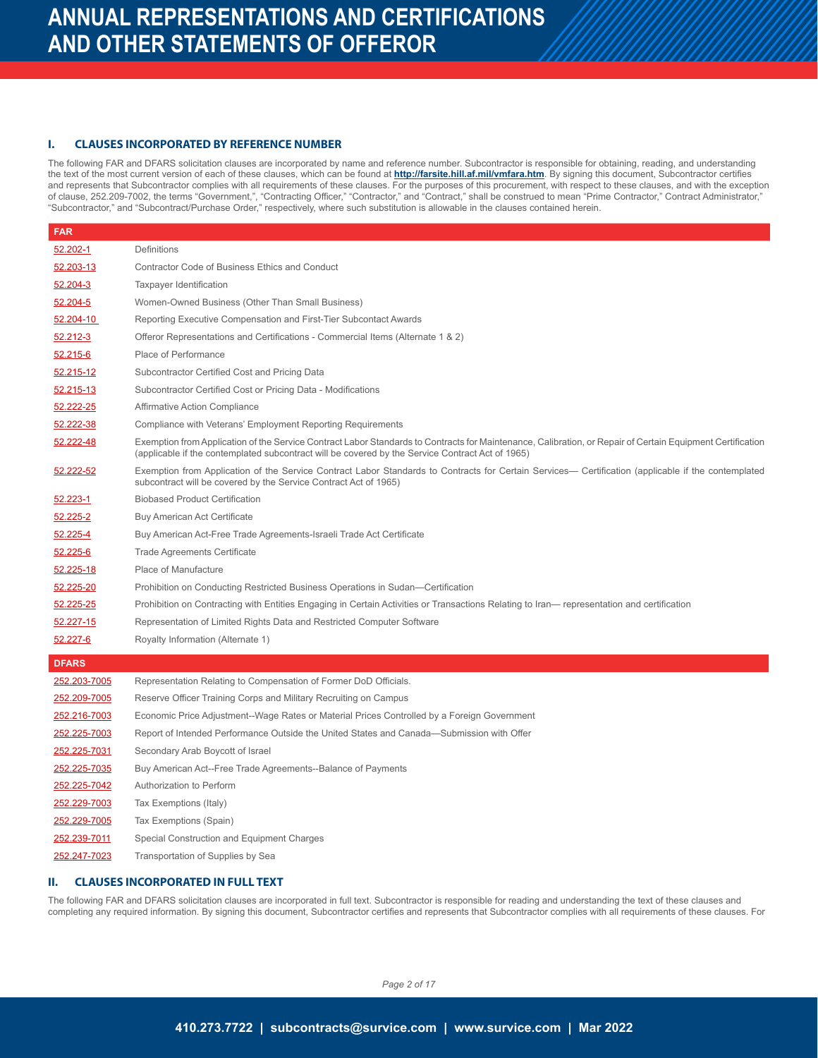## I. CLAUSES INCORPORATED BY REFERENCE NUMBER

The following FAR and DFARS solicitation clauses are incorporated by name and reference number. Subcontractor is responsible for obtaining, reading, and understanding the text of the most current version of each of these clauses, which can be found at **http://farsite.hill.af.mil/vmfara.htm**. By signing this document, Subcontractor certifies and represents that Subcontractor complies with all requirements of these clauses. For the purposes of this procurement, with respect to these clauses, and with the exception of clause, 252.209-7002, the terms "Government,", "Contracting Officer," "Contractor," and "Contract," shall be construed to mean "Prime Contractor," Contract Administrator," "Subcontractor," and "Subcontract/Purchase Order," respectively, where such substitution is allowable in the clauses contained herein.

| FAR | |
|---|---|
| 52.202-1 | Definitions |
| 52.203-13 | Contractor Code of Business Ethics and Conduct |
| 52.204-3 | Taxpayer Identification |
| 52.204-5 | Women-Owned Business (Other Than Small Business) |
| 52.204-10 | Reporting Executive Compensation and First-Tier Subcontact Awards |
| 52.212-3 | Offeror Representations and Certifications - Commercial Items (Alternate 1 & 2) |
| 52.215-6 | Place of Performance |
| 52.215-12 | Subcontractor Certified Cost and Pricing Data |
| 52.215-13 | Subcontractor Certified Cost or Pricing Data - Modifications |
| 52.222-25 | Affirmative Action Compliance |
| 52.222-38 | Compliance with Veterans' Employment Reporting Requirements |
| 52.222-48 | Exemption from Application of the Service Contract Labor Standards to Contracts for Maintenance, Calibration, or Repair of Certain Equipment Certification (applicable if the contemplated subcontract will be covered by the Service Contract Act of 1965) |
| 52.222-52 | Exemption from Application of the Service Contract Labor Standards to Contracts for Certain Services— Certification (applicable if the contemplated subcontract will be covered by the Service Contract Act of 1965) |
| 52.223-1 | Biobased Product Certification |
| 52.225-2 | Buy American Act Certificate |
| 52.225-4 | Buy American Act-Free Trade Agreements-Israeli Trade Act Certificate |
| 52.225-6 | Trade Agreements Certificate |
| 52.225-18 | Place of Manufacture |
| 52.225-20 | Prohibition on Conducting Restricted Business Operations in Sudan—Certification |
| 52.225-25 | Prohibition on Contracting with Entities Engaging in Certain Activities or Transactions Relating to Iran— representation and certification |
| 52.227-15 | Representation of Limited Rights Data and Restricted Computer Software |
| 52.227-6 | Royalty Information (Alternate 1) |

| DFARS | |
|---|---|
| 252.203-7005 | Representation Relating to Compensation of Former DoD Officials. |
| 252.209-7005 | Reserve Officer Training Corps and Military Recruiting on Campus |
| 252.216-7003 | Economic Price Adjustment--Wage Rates or Material Prices Controlled by a Foreign Government |
| 252.225-7003 | Report of Intended Performance Outside the United States and Canada—Submission with Offer |
| 252.225-7031 | Secondary Arab Boycott of Israel |
| 252.225-7035 | Buy American Act--Free Trade Agreements--Balance of Payments |
| 252.225-7042 | Authorization to Perform |
| 252.229-7003 | Tax Exemptions (Italy) |
| 252.229-7005 | Tax Exemptions (Spain) |
| 252.239-7011 | Special Construction and Equipment Charges |
| 252.247-7023 | Transportation of Supplies by Sea |

## II. CLAUSES INCORPORATED IN FULL TEXT

The following FAR and DFARS solicitation clauses are incorporated in full text. Subcontractor is responsible for reading and understanding the text of these clauses and completing any required information. By signing this document, Subcontractor certifies and represents that Subcontractor complies with all requirements of these clauses. For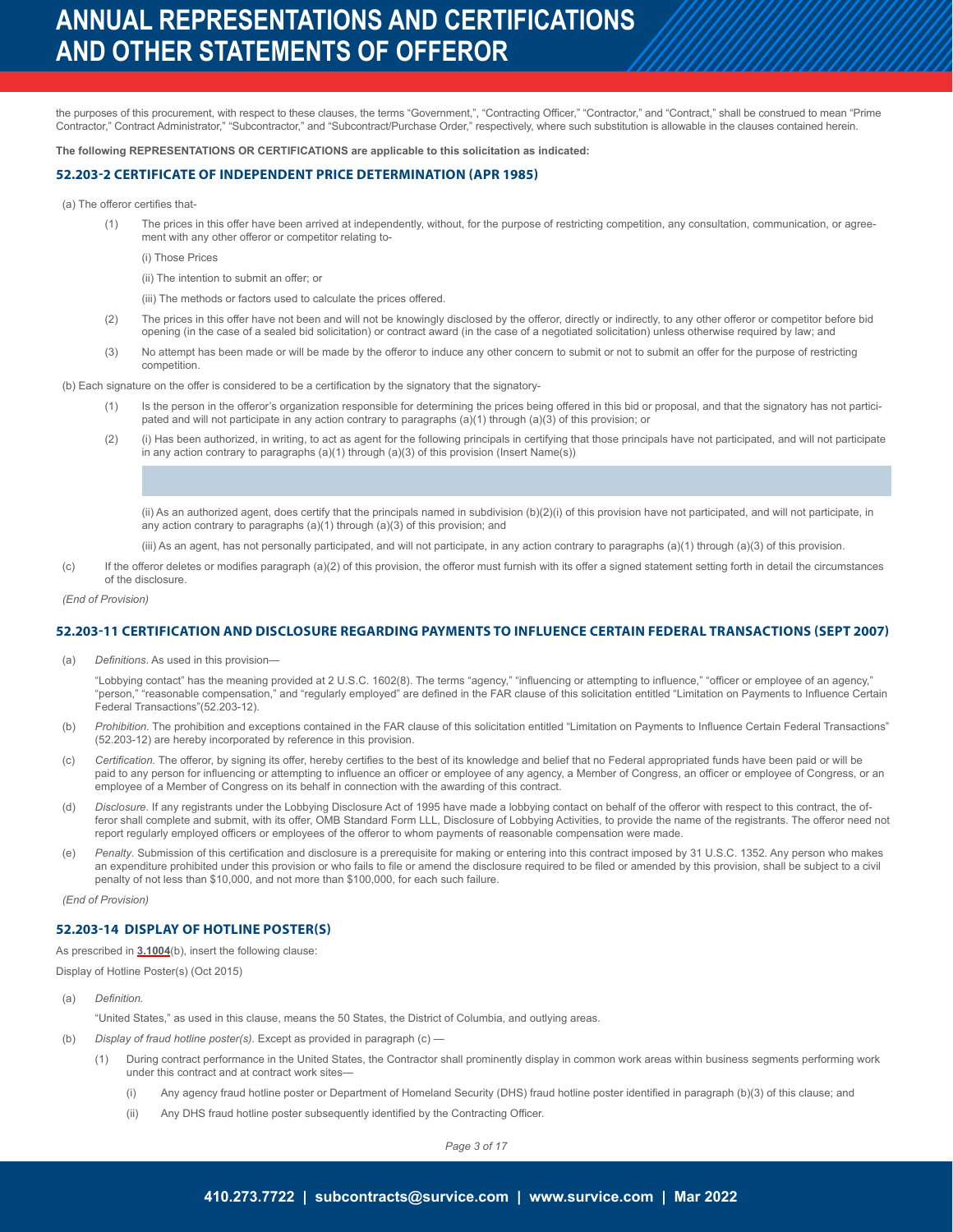the purposes of this procurement, with respect to these clauses, the terms "Government,", "Contracting Officer," "Contractor," and "Contract," shall be construed to mean "Prime Contractor," Contract Administrator," "Subcontractor," and "Subcontract/Purchase Order," respectively, where such substitution is allowable in the clauses contained herein.

**The following REPRESENTATIONS OR CERTIFICATIONS are applicable to this solicitation as indicated:**

## 52.203-2 CERTIFICATE OF INDEPENDENT PRICE DETERMINATION (APR 1985)

(a) The offeror certifies that-

(1) The prices in this offer have been arrived at independently, without, for the purpose of restricting competition, any consultation, communication, or agreement with any other offeror or competitor relating to-

(i) Those Prices

(ii) The intention to submit an offer; or

(iii) The methods or factors used to calculate the prices offered.

(2) The prices in this offer have not been and will not be knowingly disclosed by the offeror, directly or indirectly, to any other offeror or competitor before bid opening (in the case of a sealed bid solicitation) or contract award (in the case of a negotiated solicitation) unless otherwise required by law; and

(3) No attempt has been made or will be made by the offeror to induce any other concern to submit or not to submit an offer for the purpose of restricting competition.

(b) Each signature on the offer is considered to be a certification by the signatory that the signatory-

(1) Is the person in the offeror's organization responsible for determining the prices being offered in this bid or proposal, and that the signatory has not participated and will not participate in any action contrary to paragraphs (a)(1) through (a)(3) of this provision; or

(2) (i) Has been authorized, in writing, to act as agent for the following principals in certifying that those principals have not participated, and will not participate in any action contrary to paragraphs (a)(1) through (a)(3) of this provision (Insert Name(s))

(ii) As an authorized agent, does certify that the principals named in subdivision (b)(2)(i) of this provision have not participated, and will not participate, in any action contrary to paragraphs (a)(1) through (a)(3) of this provision; and

(iii) As an agent, has not personally participated, and will not participate, in any action contrary to paragraphs (a)(1) through (a)(3) of this provision.

(c) If the offeror deletes or modifies paragraph (a)(2) of this provision, the offeror must furnish with its offer a signed statement setting forth in detail the circumstances of the disclosure.

*(End of Provision)*

## 52.203-11 CERTIFICATION AND DISCLOSURE REGARDING PAYMENTS TO INFLUENCE CERTAIN FEDERAL TRANSACTIONS (SEPT 2007)

(a) *Definitions*. As used in this provision—

"Lobbying contact" has the meaning provided at 2 U.S.C. 1602(8). The terms "agency," "influencing or attempting to influence," "officer or employee of an agency," "person," "reasonable compensation," and "regularly employed" are defined in the FAR clause of this solicitation entitled "Limitation on Payments to Influence Certain Federal Transactions"(52.203-12).

(b) *Prohibition*. The prohibition and exceptions contained in the FAR clause of this solicitation entitled "Limitation on Payments to Influence Certain Federal Transactions" (52.203-12) are hereby incorporated by reference in this provision.

(c) *Certification.* The offeror, by signing its offer, hereby certifies to the best of its knowledge and belief that no Federal appropriated funds have been paid or will be paid to any person for influencing or attempting to influence an officer or employee of any agency, a Member of Congress, an officer or employee of Congress, or an employee of a Member of Congress on its behalf in connection with the awarding of this contract.

(d) *Disclosure*. If any registrants under the Lobbying Disclosure Act of 1995 have made a lobbying contact on behalf of the offeror with respect to this contract, the offeror shall complete and submit, with its offer, OMB Standard Form LLL, Disclosure of Lobbying Activities, to provide the name of the registrants. The offeror need not report regularly employed officers or employees of the offeror to whom payments of reasonable compensation were made.

(e) *Penalty*. Submission of this certification and disclosure is a prerequisite for making or entering into this contract imposed by 31 U.S.C. 1352. Any person who makes an expenditure prohibited under this provision or who fails to file or amend the disclosure required to be filed or amended by this provision, shall be subject to a civil penalty of not less than $10,000, and not more than $100,000, for each such failure.

*(End of Provision)*

## 52.203-14 DISPLAY OF HOTLINE POSTER(S)

As prescribed in **3.1004**(b), insert the following clause:

Display of Hotline Poster(s) (Oct 2015)

(a) *Definition.*

"United States," as used in this clause, means the 50 States, the District of Columbia, and outlying areas.

(b) *Display of fraud hotline poster(s).* Except as provided in paragraph (c) —

(1) During contract performance in the United States, the Contractor shall prominently display in common work areas within business segments performing work under this contract and at contract work sites—

(i) Any agency fraud hotline poster or Department of Homeland Security (DHS) fraud hotline poster identified in paragraph (b)(3) of this clause; and

(ii) Any DHS fraud hotline poster subsequently identified by the Contracting Officer.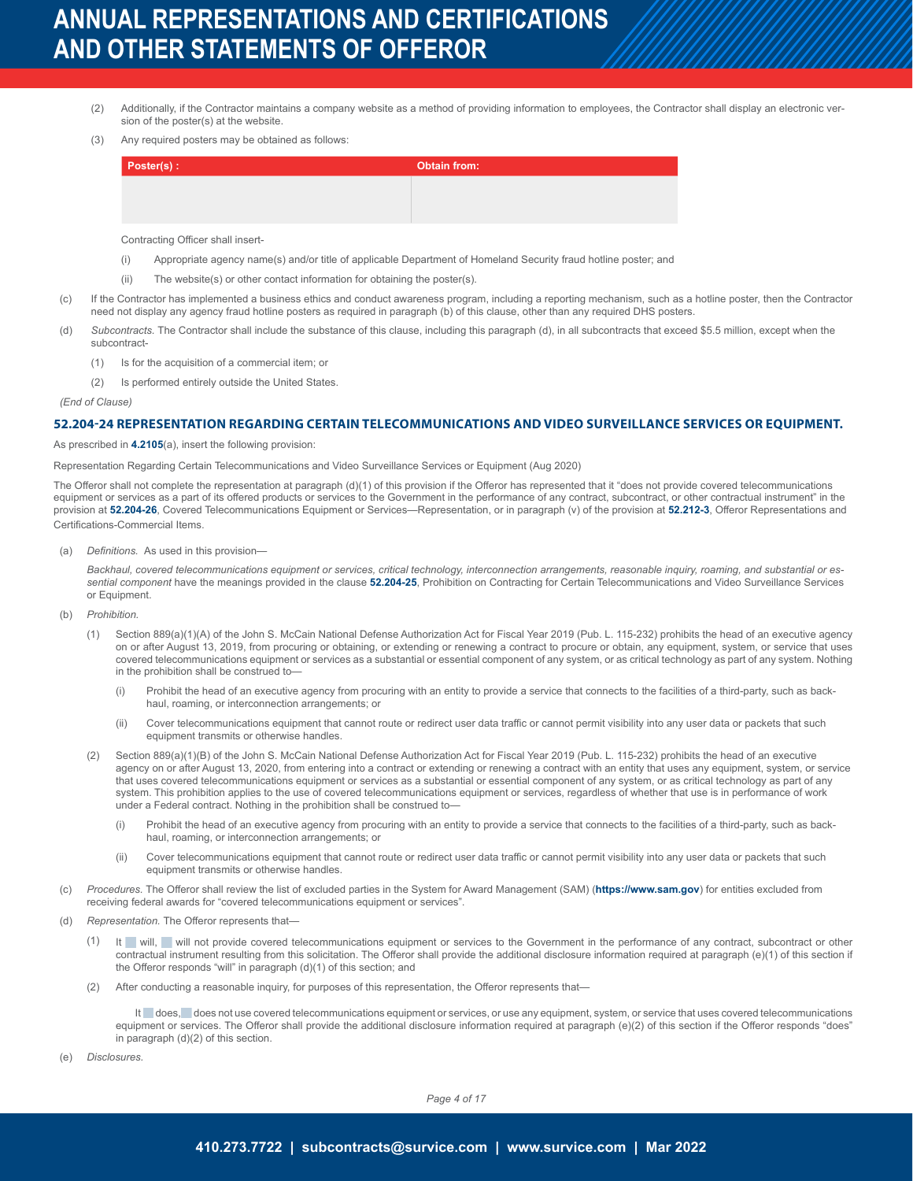(2) Additionally, if the Contractor maintains a company website as a method of providing information to employees, the Contractor shall display an electronic version of the poster(s) at the website.

(3) Any required posters may be obtained as follows:

| Poster(s) : | Obtain from: |
|---|---|
| | |

Contracting Officer shall insert-

(i) Appropriate agency name(s) and/or title of applicable Department of Homeland Security fraud hotline poster; and

(ii) The website(s) or other contact information for obtaining the poster(s).

(c) If the Contractor has implemented a business ethics and conduct awareness program, including a reporting mechanism, such as a hotline poster, then the Contractor need not display any agency fraud hotline posters as required in paragraph (b) of this clause, other than any required DHS posters.

(d) *Subcontracts.* The Contractor shall include the substance of this clause, including this paragraph (d), in all subcontracts that exceed $5.5 million, except when the subcontract-

(1) Is for the acquisition of a commercial item; or

(2) Is performed entirely outside the United States.

*(End of Clause)*

## 52.204-24 REPRESENTATION REGARDING CERTAIN TELECOMMUNICATIONS AND VIDEO SURVEILLANCE SERVICES OR EQUIPMENT.

As prescribed in **4.2105**(a), insert the following provision:

Representation Regarding Certain Telecommunications and Video Surveillance Services or Equipment (Aug 2020)

The Offeror shall not complete the representation at paragraph (d)(1) of this provision if the Offeror has represented that it "does not provide covered telecommunications equipment or services as a part of its offered products or services to the Government in the performance of any contract, subcontract, or other contractual instrument" in the provision at **52.204-26**, Covered Telecommunications Equipment or Services—Representation, or in paragraph (v) of the provision at **52.212-3**, Offeror Representations and Certifications-Commercial Items.

(a) *Definitions.* As used in this provision—

*Backhaul, covered telecommunications equipment or services, critical technology, interconnection arrangements, reasonable inquiry, roaming, and substantial or essential component* have the meanings provided in the clause **52.204-25**, Prohibition on Contracting for Certain Telecommunications and Video Surveillance Services or Equipment.

(b) *Prohibition.*

(1) Section 889(a)(1)(A) of the John S. McCain National Defense Authorization Act for Fiscal Year 2019 (Pub. L. 115-232) prohibits the head of an executive agency on or after August 13, 2019, from procuring or obtaining, or extending or renewing a contract to procure or obtain, any equipment, system, or service that uses covered telecommunications equipment or services as a substantial or essential component of any system, or as critical technology as part of any system. Nothing in the prohibition shall be construed to—

(i) Prohibit the head of an executive agency from procuring with an entity to provide a service that connects to the facilities of a third-party, such as backhaul, roaming, or interconnection arrangements; or

(ii) Cover telecommunications equipment that cannot route or redirect user data traffic or cannot permit visibility into any user data or packets that such equipment transmits or otherwise handles.

(2) Section 889(a)(1)(B) of the John S. McCain National Defense Authorization Act for Fiscal Year 2019 (Pub. L. 115-232) prohibits the head of an executive agency on or after August 13, 2020, from entering into a contract or extending or renewing a contract with an entity that uses any equipment, system, or service that uses covered telecommunications equipment or services as a substantial or essential component of any system, or as critical technology as part of any system. This prohibition applies to the use of covered telecommunications equipment or services, regardless of whether that use is in performance of work under a Federal contract. Nothing in the prohibition shall be construed to—

(i) Prohibit the head of an executive agency from procuring with an entity to provide a service that connects to the facilities of a third-party, such as backhaul, roaming, or interconnection arrangements; or

(ii) Cover telecommunications equipment that cannot route or redirect user data traffic or cannot permit visibility into any user data or packets that such equipment transmits or otherwise handles.

(c) *Procedures.* The Offeror shall review the list of excluded parties in the System for Award Management (SAM) (**https://www.sam.gov**) for entities excluded from receiving federal awards for "covered telecommunications equipment or services".

(d) *Representation.* The Offeror represents that—

(1) It ☐ will, ☐ will not provide covered telecommunications equipment or services to the Government in the performance of any contract, subcontract or other contractual instrument resulting from this solicitation. The Offeror shall provide the additional disclosure information required at paragraph (e)(1) of this section if the Offeror responds "will" in paragraph (d)(1) of this section; and

(2) After conducting a reasonable inquiry, for purposes of this representation, the Offeror represents that—

It ☐ does, ☐ does not use covered telecommunications equipment or services, or use any equipment, system, or service that uses covered telecommunications equipment or services. The Offeror shall provide the additional disclosure information required at paragraph (e)(2) of this section if the Offeror responds "does" in paragraph (d)(2) of this section.

(e) *Disclosures.*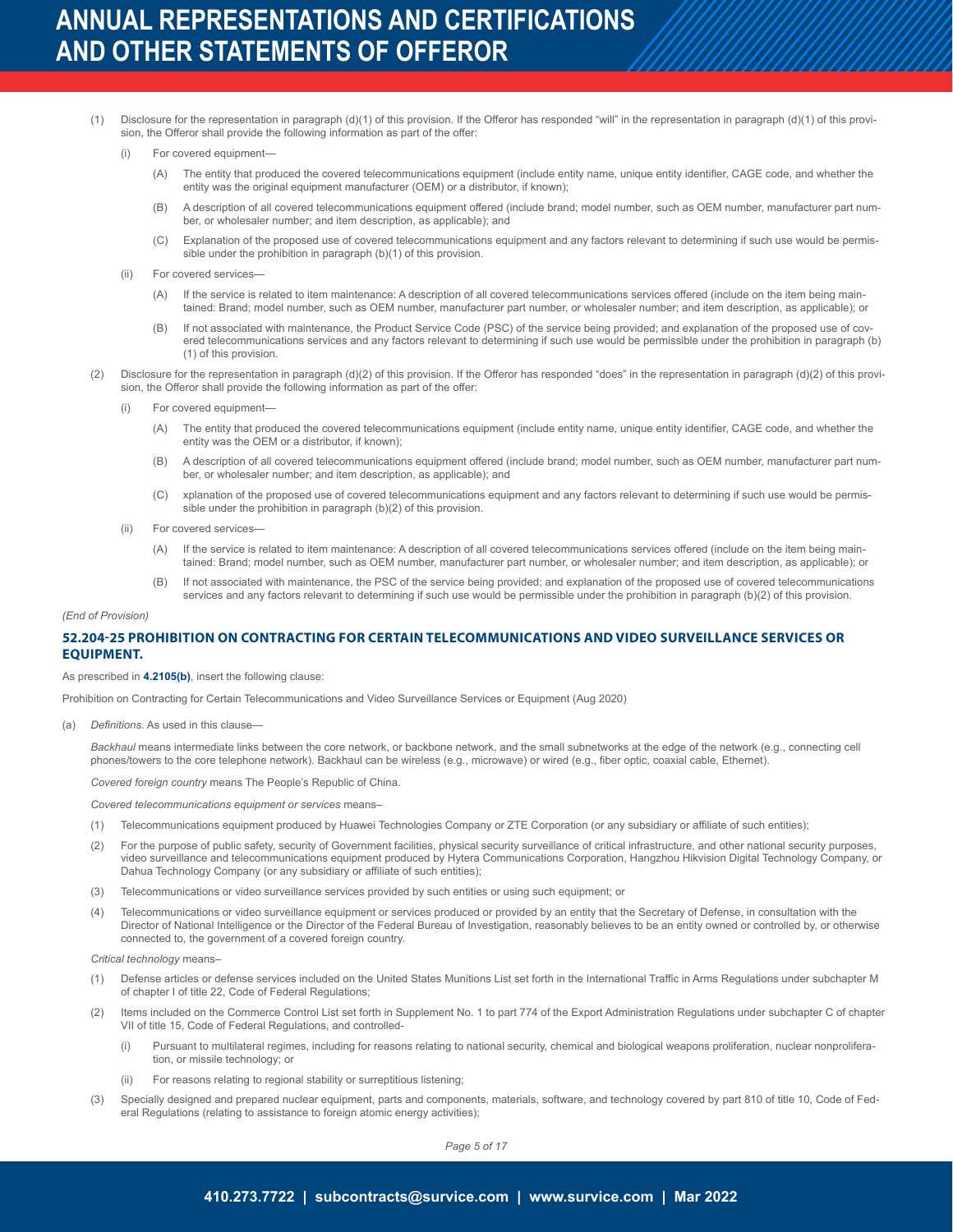(1) Disclosure for the representation in paragraph (d)(1) of this provision. If the Offeror has responded "will" in the representation in paragraph (d)(1) of this provision, the Offeror shall provide the following information as part of the offer:

(i) For covered equipment—

(A) The entity that produced the covered telecommunications equipment (include entity name, unique entity identifier, CAGE code, and whether the entity was the original equipment manufacturer (OEM) or a distributor, if known);

(B) A description of all covered telecommunications equipment offered (include brand; model number, such as OEM number, manufacturer part number, or wholesaler number; and item description, as applicable); and

(C) Explanation of the proposed use of covered telecommunications equipment and any factors relevant to determining if such use would be permissible under the prohibition in paragraph (b)(1) of this provision.

(ii) For covered services—

(A) If the service is related to item maintenance: A description of all covered telecommunications services offered (include on the item being maintained: Brand; model number, such as OEM number, manufacturer part number, or wholesaler number; and item description, as applicable); or

(B) If not associated with maintenance, the Product Service Code (PSC) of the service being provided; and explanation of the proposed use of covered telecommunications services and any factors relevant to determining if such use would be permissible under the prohibition in paragraph (b)(1) of this provision.

(2) Disclosure for the representation in paragraph (d)(2) of this provision. If the Offeror has responded "does" in the representation in paragraph (d)(2) of this provision, the Offeror shall provide the following information as part of the offer:

(i) For covered equipment—

(A) The entity that produced the covered telecommunications equipment (include entity name, unique entity identifier, CAGE code, and whether the entity was the OEM or a distributor, if known);

(B) A description of all covered telecommunications equipment offered (include brand; model number, such as OEM number, manufacturer part number, or wholesaler number; and item description, as applicable); and

(C) xplanation of the proposed use of covered telecommunications equipment and any factors relevant to determining if such use would be permissible under the prohibition in paragraph (b)(2) of this provision.

(ii) For covered services—

(A) If the service is related to item maintenance: A description of all covered telecommunications services offered (include on the item being maintained: Brand; model number, such as OEM number, manufacturer part number, or wholesaler number; and item description, as applicable); or

(B) If not associated with maintenance, the PSC of the service being provided; and explanation of the proposed use of covered telecommunications services and any factors relevant to determining if such use would be permissible under the prohibition in paragraph (b)(2) of this provision.

*(End of Provision)*

### 52.204-25 PROHIBITION ON CONTRACTING FOR CERTAIN TELECOMMUNICATIONS AND VIDEO SURVEILLANCE SERVICES OR EQUIPMENT.

As prescribed in **4.2105(b)**, insert the following clause:

Prohibition on Contracting for Certain Telecommunications and Video Surveillance Services or Equipment (Aug 2020)

(a) *Definitions*. As used in this clause—

*Backhaul* means intermediate links between the core network, or backbone network, and the small subnetworks at the edge of the network (e.g., connecting cell phones/towers to the core telephone network). Backhaul can be wireless (e.g., microwave) or wired (e.g., fiber optic, coaxial cable, Ethernet).

*Covered foreign country* means The People's Republic of China.

*Covered telecommunications equipment or services* means–

(1) Telecommunications equipment produced by Huawei Technologies Company or ZTE Corporation (or any subsidiary or affiliate of such entities);

(2) For the purpose of public safety, security of Government facilities, physical security surveillance of critical infrastructure, and other national security purposes, video surveillance and telecommunications equipment produced by Hytera Communications Corporation, Hangzhou Hikvision Digital Technology Company, or Dahua Technology Company (or any subsidiary or affiliate of such entities);

(3) Telecommunications or video surveillance services provided by such entities or using such equipment; or

(4) Telecommunications or video surveillance equipment or services produced or provided by an entity that the Secretary of Defense, in consultation with the Director of National Intelligence or the Director of the Federal Bureau of Investigation, reasonably believes to be an entity owned or controlled by, or otherwise connected to, the government of a covered foreign country.

*Critical technology* means–

(1) Defense articles or defense services included on the United States Munitions List set forth in the International Traffic in Arms Regulations under subchapter M of chapter I of title 22, Code of Federal Regulations;

(2) Items included on the Commerce Control List set forth in Supplement No. 1 to part 774 of the Export Administration Regulations under subchapter C of chapter VII of title 15, Code of Federal Regulations, and controlled-

(i) Pursuant to multilateral regimes, including for reasons relating to national security, chemical and biological weapons proliferation, nuclear nonproliferation, or missile technology; or

(ii) For reasons relating to regional stability or surreptitious listening;

(3) Specially designed and prepared nuclear equipment, parts and components, materials, software, and technology covered by part 810 of title 10, Code of Federal Regulations (relating to assistance to foreign atomic energy activities);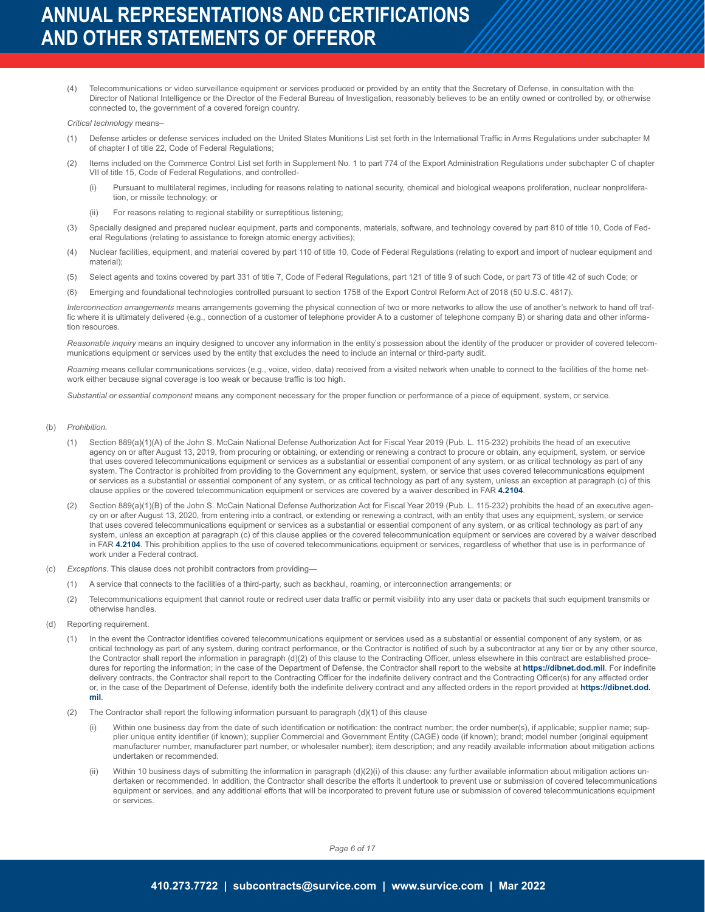(4) Telecommunications or video surveillance equipment or services produced or provided by an entity that the Secretary of Defense, in consultation with the Director of National Intelligence or the Director of the Federal Bureau of Investigation, reasonably believes to be an entity owned or controlled by, or otherwise connected to, the government of a covered foreign country.

*Critical technology* means–

(1) Defense articles or defense services included on the United States Munitions List set forth in the International Traffic in Arms Regulations under subchapter M of chapter I of title 22, Code of Federal Regulations;

(2) Items included on the Commerce Control List set forth in Supplement No. 1 to part 774 of the Export Administration Regulations under subchapter C of chapter VII of title 15, Code of Federal Regulations, and controlled-

(i) Pursuant to multilateral regimes, including for reasons relating to national security, chemical and biological weapons proliferation, nuclear nonproliferation, or missile technology; or

(ii) For reasons relating to regional stability or surreptitious listening;

(3) Specially designed and prepared nuclear equipment, parts and components, materials, software, and technology covered by part 810 of title 10, Code of Federal Regulations (relating to assistance to foreign atomic energy activities);

(4) Nuclear facilities, equipment, and material covered by part 110 of title 10, Code of Federal Regulations (relating to export and import of nuclear equipment and material);

(5) Select agents and toxins covered by part 331 of title 7, Code of Federal Regulations, part 121 of title 9 of such Code, or part 73 of title 42 of such Code; or

(6) Emerging and foundational technologies controlled pursuant to section 1758 of the Export Control Reform Act of 2018 (50 U.S.C. 4817).

*Interconnection arrangements* means arrangements governing the physical connection of two or more networks to allow the use of another's network to hand off traffic where it is ultimately delivered (e.g., connection of a customer of telephone provider A to a customer of telephone company B) or sharing data and other information resources.

*Reasonable inquiry* means an inquiry designed to uncover any information in the entity's possession about the identity of the producer or provider of covered telecommunications equipment or services used by the entity that excludes the need to include an internal or third-party audit.

*Roaming* means cellular communications services (e.g., voice, video, data) received from a visited network when unable to connect to the facilities of the home network either because signal coverage is too weak or because traffic is too high.

*Substantial or essential component* means any component necessary for the proper function or performance of a piece of equipment, system, or service.

(b) *Prohibition.*

(1) Section 889(a)(1)(A) of the John S. McCain National Defense Authorization Act for Fiscal Year 2019 (Pub. L. 115-232) prohibits the head of an executive agency on or after August 13, 2019, from procuring or obtaining, or extending or renewing a contract to procure or obtain, any equipment, system, or service that uses covered telecommunications equipment or services as a substantial or essential component of any system, or as critical technology as part of any system. The Contractor is prohibited from providing to the Government any equipment, system, or service that uses covered telecommunications equipment or services as a substantial or essential component of any system, or as critical technology as part of any system, unless an exception at paragraph (c) of this clause applies or the covered telecommunication equipment or services are covered by a waiver described in FAR **4.2104**.

(2) Section 889(a)(1)(B) of the John S. McCain National Defense Authorization Act for Fiscal Year 2019 (Pub. L. 115-232) prohibits the head of an executive agency on or after August 13, 2020, from entering into a contract, or extending or renewing a contract, with an entity that uses any equipment, system, or service that uses covered telecommunications equipment or services as a substantial or essential component of any system, or as critical technology as part of any system, unless an exception at paragraph (c) of this clause applies or the covered telecommunication equipment or services are covered by a waiver described in FAR **4.2104**. This prohibition applies to the use of covered telecommunications equipment or services, regardless of whether that use is in performance of work under a Federal contract.

(c) *Exceptions.* This clause does not prohibit contractors from providing—

(1) A service that connects to the facilities of a third-party, such as backhaul, roaming, or interconnection arrangements; or

(2) Telecommunications equipment that cannot route or redirect user data traffic or permit visibility into any user data or packets that such equipment transmits or otherwise handles.

(d) Reporting requirement.

(1) In the event the Contractor identifies covered telecommunications equipment or services used as a substantial or essential component of any system, or as critical technology as part of any system, during contract performance, or the Contractor is notified of such by a subcontractor at any tier or by any other source, the Contractor shall report the information in paragraph (d)(2) of this clause to the Contracting Officer, unless elsewhere in this contract are established procedures for reporting the information; in the case of the Department of Defense, the Contractor shall report to the website at **https://dibnet.dod.mil**. For indefinite delivery contracts, the Contractor shall report to the Contracting Officer for the indefinite delivery contract and the Contracting Officer(s) for any affected order or, in the case of the Department of Defense, identify both the indefinite delivery contract and any affected orders in the report provided at **https://dibnet.dod.mil**.

(2) The Contractor shall report the following information pursuant to paragraph (d)(1) of this clause

(i) Within one business day from the date of such identification or notification: the contract number; the order number(s), if applicable; supplier name; supplier unique entity identifier (if known); supplier Commercial and Government Entity (CAGE) code (if known); brand; model number (original equipment manufacturer number, manufacturer part number, or wholesaler number); item description; and any readily available information about mitigation actions undertaken or recommended.

(ii) Within 10 business days of submitting the information in paragraph (d)(2)(i) of this clause: any further available information about mitigation actions undertaken or recommended. In addition, the Contractor shall describe the efforts it undertook to prevent use or submission of covered telecommunications equipment or services, and any additional efforts that will be incorporated to prevent future use or submission of covered telecommunications equipment or services.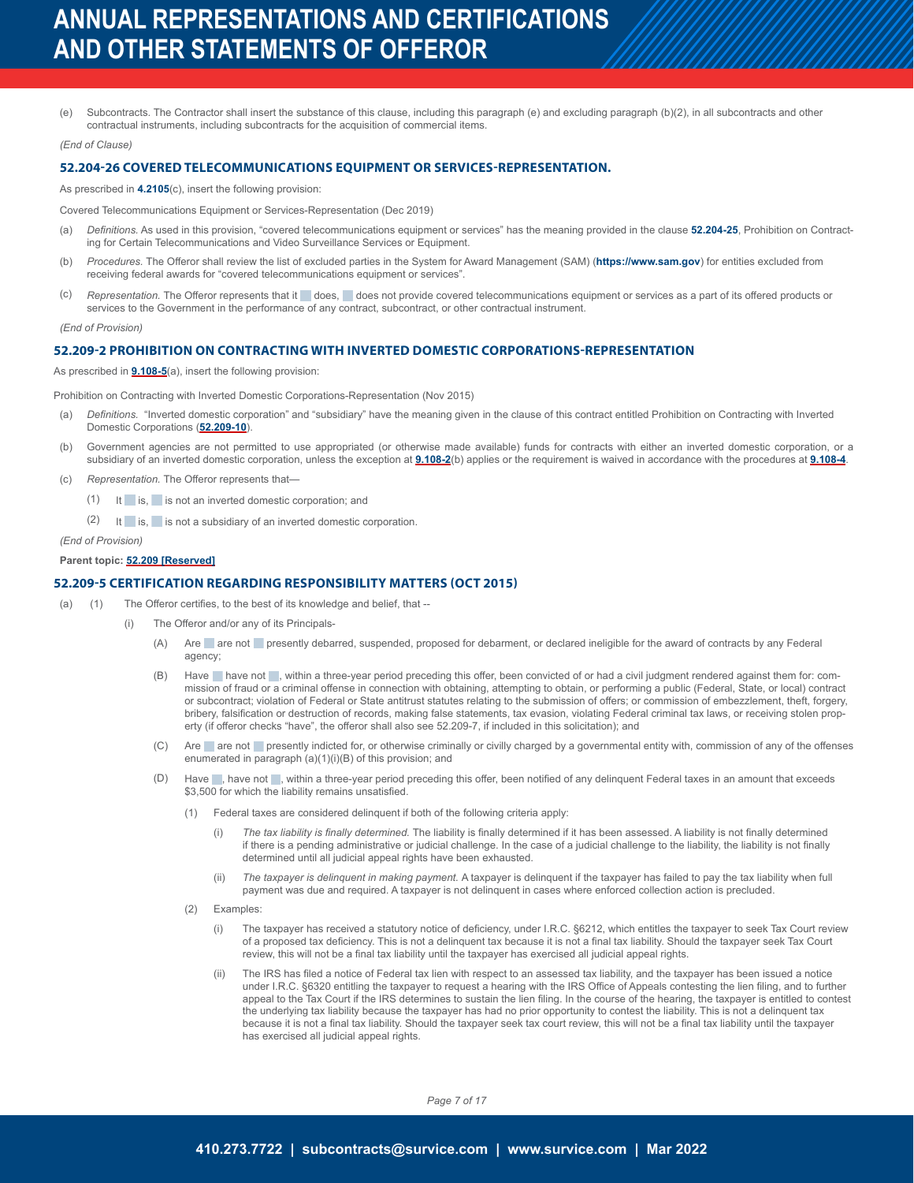(e) Subcontracts. The Contractor shall insert the substance of this clause, including this paragraph (e) and excluding paragraph (b)(2), in all subcontracts and other contractual instruments, including subcontracts for the acquisition of commercial items.

*(End of Clause)*

### 52.204-26 COVERED TELECOMMUNICATIONS EQUIPMENT OR SERVICES-REPRESENTATION.

As prescribed in **4.2105**(c), insert the following provision:

Covered Telecommunications Equipment or Services-Representation (Dec 2019)

(a) *Definitions.* As used in this provision, "covered telecommunications equipment or services" has the meaning provided in the clause **52.204-25**, Prohibition on Contracting for Certain Telecommunications and Video Surveillance Services or Equipment.

(b) *Procedures.* The Offeror shall review the list of excluded parties in the System for Award Management (SAM) (**https://www.sam.gov**) for entities excluded from receiving federal awards for "covered telecommunications equipment or services".

(c) *Representation.* The Offeror represents that it ☐ does, ☐ does not provide covered telecommunications equipment or services as a part of its offered products or services to the Government in the performance of any contract, subcontract, or other contractual instrument.

*(End of Provision)*

### 52.209-2 PROHIBITION ON CONTRACTING WITH INVERTED DOMESTIC CORPORATIONS-REPRESENTATION

As prescribed in **9.108-5**(a), insert the following provision:

Prohibition on Contracting with Inverted Domestic Corporations-Representation (Nov 2015)

(a) *Definitions.* "Inverted domestic corporation" and "subsidiary" have the meaning given in the clause of this contract entitled Prohibition on Contracting with Inverted Domestic Corporations (**52.209-10**).

(b) Government agencies are not permitted to use appropriated (or otherwise made available) funds for contracts with either an inverted domestic corporation, or a subsidiary of an inverted domestic corporation, unless the exception at **9.108-2**(b) applies or the requirement is waived in accordance with the procedures at **9.108-4**.

(c) *Representation.* The Offeror represents that—

  (1) It ☐ is, ☐ is not an inverted domestic corporation; and

  (2) It ☐ is, ☐ is not a subsidiary of an inverted domestic corporation.

*(End of Provision)*

**Parent topic: 52.209 [Reserved]**

### 52.209-5 CERTIFICATION REGARDING RESPONSIBILITY MATTERS (OCT 2015)

(a) (1) The Offeror certifies, to the best of its knowledge and belief, that --

  (i) The Offeror and/or any of its Principals-

    (A) Are ☐ are not ☐ presently debarred, suspended, proposed for debarment, or declared ineligible for the award of contracts by any Federal agency;

    (B) Have ☐ have not ☐, within a three-year period preceding this offer, been convicted of or had a civil judgment rendered against them for: commission of fraud or a criminal offense in connection with obtaining, attempting to obtain, or performing a public (Federal, State, or local) contract or subcontract; violation of Federal or State antitrust statutes relating to the submission of offers; or commission of embezzlement, theft, forgery, bribery, falsification or destruction of records, making false statements, tax evasion, violating Federal criminal tax laws, or receiving stolen property (if offeror checks "have", the offeror shall also see 52.209-7, if included in this solicitation); and

    (C) Are ☐ are not ☐ presently indicted for, or otherwise criminally or civilly charged by a governmental entity with, commission of any of the offenses enumerated in paragraph (a)(1)(i)(B) of this provision; and

    (D) Have ☐, have not ☐, within a three-year period preceding this offer, been notified of any delinquent Federal taxes in an amount that exceeds $3,500 for which the liability remains unsatisfied.

      (1) Federal taxes are considered delinquent if both of the following criteria apply:

        (i) *The tax liability is finally determined.* The liability is finally determined if it has been assessed. A liability is not finally determined if there is a pending administrative or judicial challenge. In the case of a judicial challenge to the liability, the liability is not finally determined until all judicial appeal rights have been exhausted.

        (ii) *The taxpayer is delinquent in making payment.* A taxpayer is delinquent if the taxpayer has failed to pay the tax liability when full payment was due and required. A taxpayer is not delinquent in cases where enforced collection action is precluded.

      (2) Examples:

        (i) The taxpayer has received a statutory notice of deficiency, under I.R.C. §6212, which entitles the taxpayer to seek Tax Court review of a proposed tax deficiency. This is not a delinquent tax because it is not a final tax liability. Should the taxpayer seek Tax Court review, this will not be a final tax liability until the taxpayer has exercised all judicial appeal rights.

        (ii) The IRS has filed a notice of Federal tax lien with respect to an assessed tax liability, and the taxpayer has been issued a notice under I.R.C. §6320 entitling the taxpayer to request a hearing with the IRS Office of Appeals contesting the lien filing, and to further appeal to the Tax Court if the IRS determines to sustain the lien filing. In the course of the hearing, the taxpayer is entitled to contest the underlying tax liability because the taxpayer has had no prior opportunity to contest the liability. This is not a delinquent tax because it is not a final tax liability. Should the taxpayer seek tax court review, this will not be a final tax liability until the taxpayer has exercised all judicial appeal rights.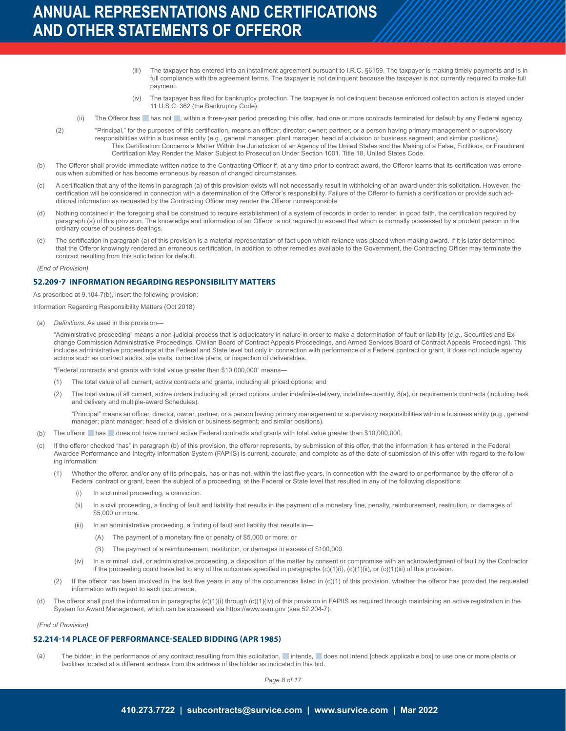(iii) The taxpayer has entered into an installment agreement pursuant to I.R.C. §6159. The taxpayer is making timely payments and is in full compliance with the agreement terms. The taxpayer is not delinquent because the taxpayer is not currently required to make full payment.

(iv) The taxpayer has filed for bankruptcy protection. The taxpayer is not delinquent because enforced collection action is stayed under 11 U.S.C. 362 (the Bankruptcy Code).

(ii) The Offeror has ☐ has not ☐, within a three-year period preceding this offer, had one or more contracts terminated for default by any Federal agency.

(2) "Principal," for the purposes of this certification, means an officer; director; owner; partner; or a person having primary management or supervisory responsibilities within a business entity (e.g., general manager; plant manager; head of a division or business segment; and similar positions).
This Certification Concerns a Matter Within the Jurisdiction of an Agency of the United States and the Making of a False, Fictitious, or Fraudulent Certification May Render the Maker Subject to Prosecution Under Section 1001, Title 18, United States Code.

(b) The Offeror shall provide immediate written notice to the Contracting Officer if, at any time prior to contract award, the Offeror learns that its certification was erroneous when submitted or has become erroneous by reason of changed circumstances.

(c) A certification that any of the items in paragraph (a) of this provision exists will not necessarily result in withholding of an award under this solicitation. However, the certification will be considered in connection with a determination of the Offeror's responsibility. Failure of the Offeror to furnish a certification or provide such additional information as requested by the Contracting Officer may render the Offeror nonresponsible.

(d) Nothing contained in the foregoing shall be construed to require establishment of a system of records in order to render, in good faith, the certification required by paragraph (a) of this provision. The knowledge and information of an Offeror is not required to exceed that which is normally possessed by a prudent person in the ordinary course of business dealings.

(e) The certification in paragraph (a) of this provision is a material representation of fact upon which reliance was placed when making award. If it is later determined that the Offeror knowingly rendered an erroneous certification, in addition to other remedies available to the Government, the Contracting Officer may terminate the contract resulting from this solicitation for default.

*(End of Provision)*

## 52.209-7 INFORMATION REGARDING RESPONSIBILITY MATTERS

As prescribed at 9.104-7(b), insert the following provision:

Information Regarding Responsibility Matters (Oct 2018)

(a) *Definitions*. As used in this provision—

"Administrative proceeding" means a non-judicial process that is adjudicatory in nature in order to make a determination of fault or liability (*e.g.*, Securities and Exchange Commission Administrative Proceedings, Civilian Board of Contract Appeals Proceedings, and Armed Services Board of Contract Appeals Proceedings). This includes administrative proceedings at the Federal and State level but only in connection with performance of a Federal contract or grant. It does not include agency actions such as contract audits, site visits, corrective plans, or inspection of deliverables.

"Federal contracts and grants with total value greater than $10,000,000" means—

(1) The total value of all current, active contracts and grants, including all priced options; and

(2) The total value of all current, active orders including all priced options under indefinite-delivery, indefinite-quantity, 8(a), or requirements contracts (including task and delivery and multiple-award Schedules).

"Principal" means an officer, director, owner, partner, or a person having primary management or supervisory responsibilities within a business entity (e.g., general manager; plant manager; head of a division or business segment; and similar positions).

(b) The offeror ☐ has ☐ does not have current active Federal contracts and grants with total value greater than $10,000,000.

(c) If the offeror checked "has" in paragraph (b) of this provision, the offeror represents, by submission of this offer, that the information it has entered in the Federal Awardee Performance and Integrity Information System (FAPIIS) is current, accurate, and complete as of the date of submission of this offer with regard to the following information:

(1) Whether the offeror, and/or any of its principals, has or has not, within the last five years, in connection with the award to or performance by the offeror of a Federal contract or grant, been the subject of a proceeding, at the Federal or State level that resulted in any of the following dispositions:

(i) In a criminal proceeding, a conviction.

(ii) In a civil proceeding, a finding of fault and liability that results in the payment of a monetary fine, penalty, reimbursement, restitution, or damages of $5,000 or more.

(iii) In an administrative proceeding, a finding of fault and liability that results in—

(A) The payment of a monetary fine or penalty of $5,000 or more; or

(B) The payment of a reimbursement, restitution, or damages in excess of $100,000.

(iv) In a criminal, civil, or administrative proceeding, a disposition of the matter by consent or compromise with an acknowledgment of fault by the Contractor if the proceeding could have led to any of the outcomes specified in paragraphs (c)(1)(i), (c)(1)(ii), or (c)(1)(iii) of this provision.

(2) If the offeror has been involved in the last five years in any of the occurrences listed in (c)(1) of this provision, whether the offeror has provided the requested information with regard to each occurrence.

(d) The offeror shall post the information in paragraphs (c)(1)(i) through (c)(1)(iv) of this provision in FAPIIS as required through maintaining an active registration in the System for Award Management, which can be accessed via https://www.sam.gov (see 52.204-7).

*(End of Provision)*

## 52.214-14 PLACE OF PERFORMANCE-SEALED BIDDING (APR 1985)

(a) The bidder, in the performance of any contract resulting from this solicitation, ☐ intends, ☐ does not intend [check applicable box] to use one or more plants or facilities located at a different address from the address of the bidder as indicated in this bid.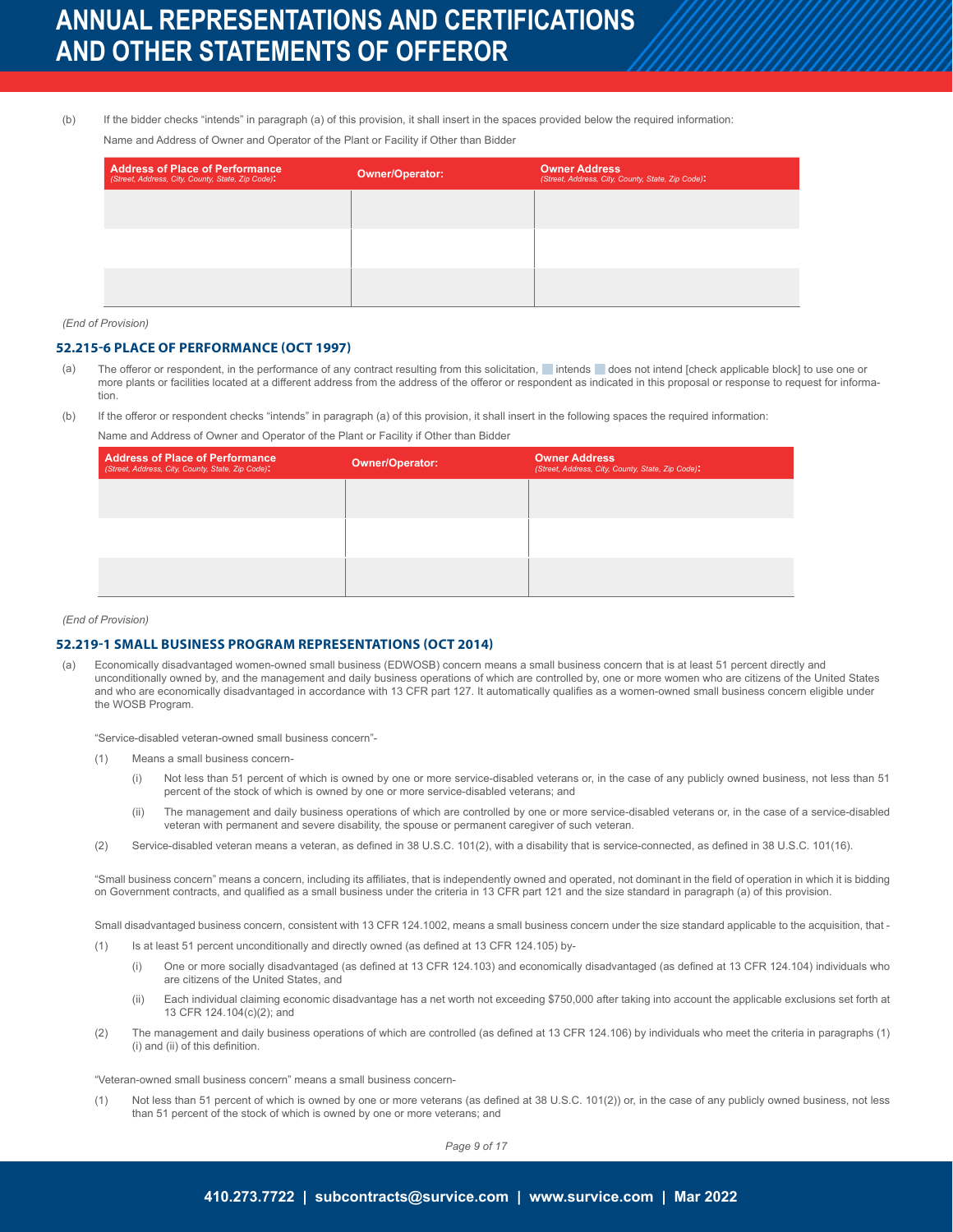(b) If the bidder checks "intends" in paragraph (a) of this provision, it shall insert in the spaces provided below the required information:

Name and Address of Owner and Operator of the Plant or Facility if Other than Bidder

| Address of Place of Performance *(Street, Address, City, County, State, Zip Code)*: | Owner/Operator: | Owner Address *(Street, Address, City, County, State, Zip Code)*: |
|---|---|---|
| | | |
| | | |
| | | |

*(End of Provision)*

### 52.215-6 PLACE OF PERFORMANCE (OCT 1997)

(a) The offeror or respondent, in the performance of any contract resulting from this solicitation, ☐ intends ☐ does not intend [check applicable block] to use one or more plants or facilities located at a different address from the address of the offeror or respondent as indicated in this proposal or response to request for information.

(b) If the offeror or respondent checks "intends" in paragraph (a) of this provision, it shall insert in the following spaces the required information:

Name and Address of Owner and Operator of the Plant or Facility if Other than Bidder

| Address of Place of Performance *(Street, Address, City, County, State, Zip Code)*: | Owner/Operator: | Owner Address *(Street, Address, City, County, State, Zip Code)*: |
|---|---|---|
| | | |
| | | |
| | | |

*(End of Provision)*

### 52.219-1 SMALL BUSINESS PROGRAM REPRESENTATIONS (OCT 2014)

(a) Economically disadvantaged women-owned small business (EDWOSB) concern means a small business concern that is at least 51 percent directly and unconditionally owned by, and the management and daily business operations of which are controlled by, one or more women who are citizens of the United States and who are economically disadvantaged in accordance with 13 CFR part 127. It automatically qualifies as a women-owned small business concern eligible under the WOSB Program.

"Service-disabled veteran-owned small business concern"-

(1) Means a small business concern-

(i) Not less than 51 percent of which is owned by one or more service-disabled veterans or, in the case of any publicly owned business, not less than 51 percent of the stock of which is owned by one or more service-disabled veterans; and

(ii) The management and daily business operations of which are controlled by one or more service-disabled veterans or, in the case of a service-disabled veteran with permanent and severe disability, the spouse or permanent caregiver of such veteran.

(2) Service-disabled veteran means a veteran, as defined in 38 U.S.C. 101(2), with a disability that is service-connected, as defined in 38 U.S.C. 101(16).

"Small business concern" means a concern, including its affiliates, that is independently owned and operated, not dominant in the field of operation in which it is bidding on Government contracts, and qualified as a small business under the criteria in 13 CFR part 121 and the size standard in paragraph (a) of this provision.

Small disadvantaged business concern, consistent with 13 CFR 124.1002, means a small business concern under the size standard applicable to the acquisition, that -

(1) Is at least 51 percent unconditionally and directly owned (as defined at 13 CFR 124.105) by-

(i) One or more socially disadvantaged (as defined at 13 CFR 124.103) and economically disadvantaged (as defined at 13 CFR 124.104) individuals who are citizens of the United States, and

(ii) Each individual claiming economic disadvantage has a net worth not exceeding $750,000 after taking into account the applicable exclusions set forth at 13 CFR 124.104(c)(2); and

(2) The management and daily business operations of which are controlled (as defined at 13 CFR 124.106) by individuals who meet the criteria in paragraphs (1)(i) and (ii) of this definition.

"Veteran-owned small business concern" means a small business concern-

(1) Not less than 51 percent of which is owned by one or more veterans (as defined at 38 U.S.C. 101(2)) or, in the case of any publicly owned business, not less than 51 percent of the stock of which is owned by one or more veterans; and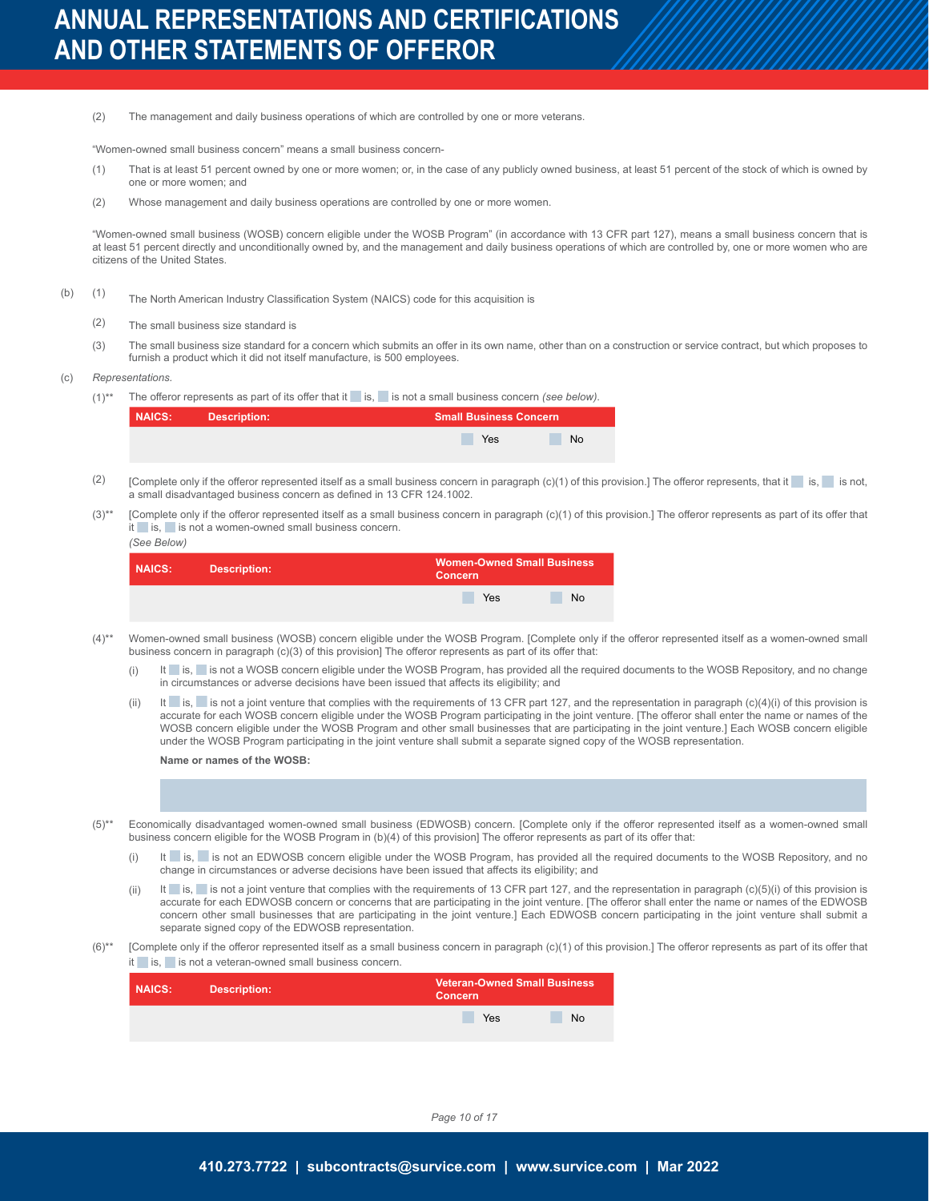(2) The management and daily business operations of which are controlled by one or more veterans.

"Women-owned small business concern" means a small business concern-

(1) That is at least 51 percent owned by one or more women; or, in the case of any publicly owned business, at least 51 percent of the stock of which is owned by one or more women; and

(2) Whose management and daily business operations are controlled by one or more women.

"Women-owned small business (WOSB) concern eligible under the WOSB Program" (in accordance with 13 CFR part 127), means a small business concern that is at least 51 percent directly and unconditionally owned by, and the management and daily business operations of which are controlled by, one or more women who are citizens of the United States.

(b) (1) The North American Industry Classification System (NAICS) code for this acquisition is

(2) The small business size standard is

(3) The small business size standard for a concern which submits an offer in its own name, other than on a construction or service contract, but which proposes to furnish a product which it did not itself manufacture, is 500 employees.

(c) *Representations.*

(1)** The offeror represents as part of its offer that it ☐ is, ☐ is not a small business concern *(see below)*.

| NAICS: | Description: | Small Business Concern |
|---|---|---|
| | | ☐ Yes ☐ No |

(2) [Complete only if the offeror represented itself as a small business concern in paragraph (c)(1) of this provision.] The offeror represents, that it ☐ is, ☐ is not, a small disadvantaged business concern as defined in 13 CFR 124.1002.

(3)** [Complete only if the offeror represented itself as a small business concern in paragraph (c)(1) of this provision.] The offeror represents as part of its offer that it ☐ is, ☐ is not a women-owned small business concern.
*(See Below)*

| NAICS: | Description: | Women-Owned Small Business Concern |
|---|---|---|
| | | ☐ Yes ☐ No |

(4)** Women-owned small business (WOSB) concern eligible under the WOSB Program. [Complete only if the offeror represented itself as a women-owned small business concern in paragraph (c)(3) of this provision] The offeror represents as part of its offer that:

(i) It ☐ is, ☐ is not a WOSB concern eligible under the WOSB Program, has provided all the required documents to the WOSB Repository, and no change in circumstances or adverse decisions have been issued that affects its eligibility; and

(ii) It ☐ is, ☐ is not a joint venture that complies with the requirements of 13 CFR part 127, and the representation in paragraph (c)(4)(i) of this provision is accurate for each WOSB concern eligible under the WOSB Program participating in the joint venture. [The offeror shall enter the name or names of the WOSB concern eligible under the WOSB Program and other small businesses that are participating in the joint venture.] Each WOSB concern eligible under the WOSB Program participating in the joint venture shall submit a separate signed copy of the WOSB representation.

**Name or names of the WOSB:**

(5)** Economically disadvantaged women-owned small business (EDWOSB) concern. [Complete only if the offeror represented itself as a women-owned small business concern eligible for the WOSB Program in (b)(4) of this provision] The offeror represents as part of its offer that:

(i) It ☐ is, ☐ is not an EDWOSB concern eligible under the WOSB Program, has provided all the required documents to the WOSB Repository, and no change in circumstances or adverse decisions have been issued that affects its eligibility; and

(ii) It ☐ is, ☐ is not a joint venture that complies with the requirements of 13 CFR part 127, and the representation in paragraph (c)(5)(i) of this provision is accurate for each EDWOSB concern or concerns that are participating in the joint venture. [The offeror shall enter the name or names of the EDWOSB concern other small businesses that are participating in the joint venture.] Each EDWOSB concern participating in the joint venture shall submit a separate signed copy of the EDWOSB representation.

(6)** [Complete only if the offeror represented itself as a small business concern in paragraph (c)(1) of this provision.] The offeror represents as part of its offer that it ☐ is, ☐ is not a veteran-owned small business concern.

| NAICS: | Description: | Veteran-Owned Small Business Concern |
|---|---|---|
| | | ☐ Yes ☐ No |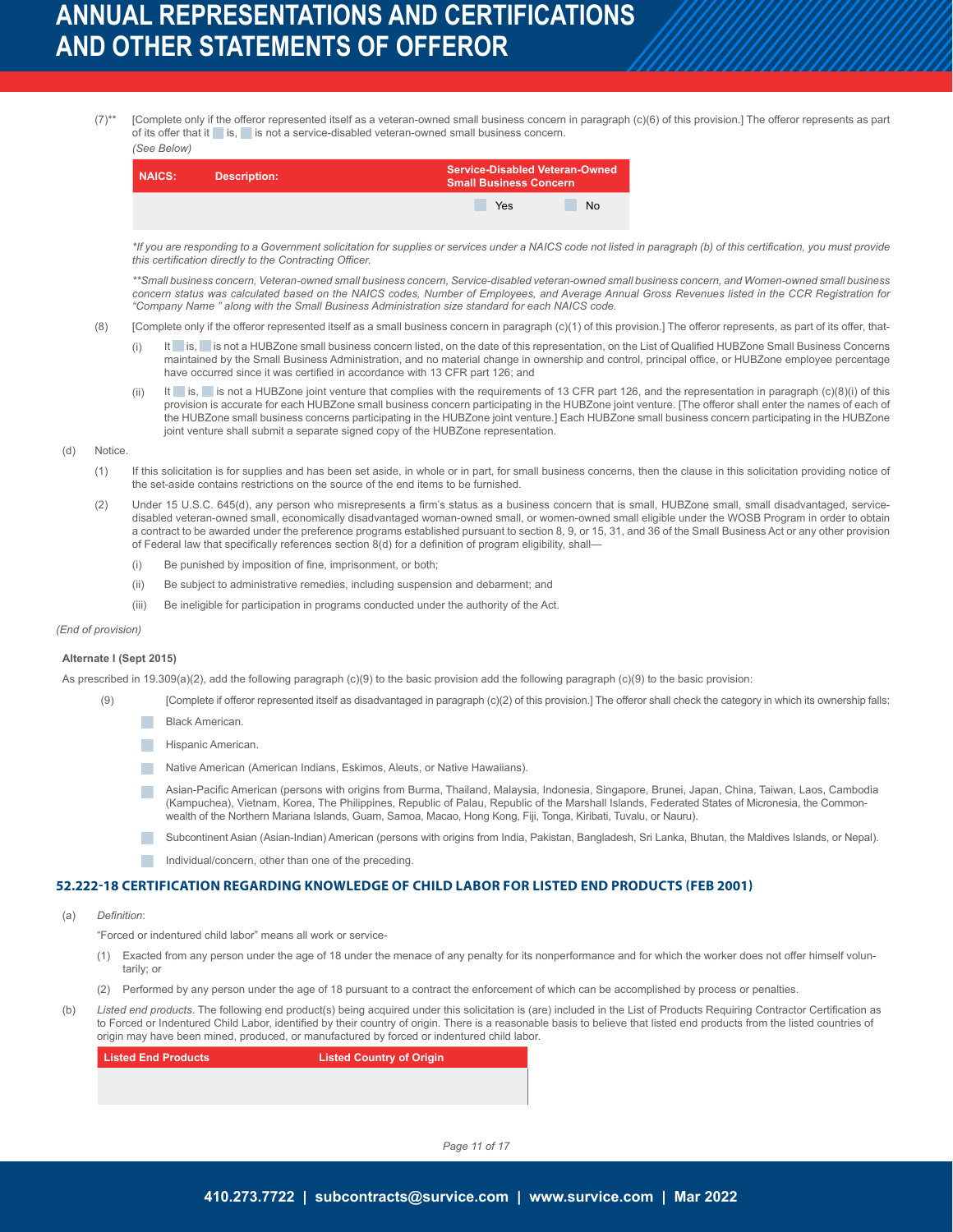(7)** [Complete only if the offeror represented itself as a veteran-owned small business concern in paragraph (c)(6) of this provision.] The offeror represents as part of its offer that it ☐ is, ☐ is not a service-disabled veteran-owned small business concern.
*(See Below)*

| NAICS: | Description: | Service-Disabled Veteran-Owned Small Business Concern |
|---|---|---|
| | | ☐ Yes ☐ No |

*\*If you are responding to a Government solicitation for supplies or services under a NAICS code not listed in paragraph (b) of this certification, you must provide this certification directly to the Contracting Officer.*

*\*\*Small business concern, Veteran-owned small business concern, Service-disabled veteran-owned small business concern, and Women-owned small business concern status was calculated based on the NAICS codes, Number of Employees, and Average Annual Gross Revenues listed in the CCR Registration for "Company Name " along with the Small Business Administration size standard for each NAICS code.*

(8) [Complete only if the offeror represented itself as a small business concern in paragraph (c)(1) of this provision.] The offeror represents, as part of its offer, that-

- (i) It ☐ is, ☐ is not a HUBZone small business concern listed, on the date of this representation, on the List of Qualified HUBZone Small Business Concerns maintained by the Small Business Administration, and no material change in ownership and control, principal office, or HUBZone employee percentage have occurred since it was certified in accordance with 13 CFR part 126; and
- (ii) It ☐ is, ☐ is not a HUBZone joint venture that complies with the requirements of 13 CFR part 126, and the representation in paragraph (c)(8)(i) of this provision is accurate for each HUBZone small business concern participating in the HUBZone joint venture. [The offeror shall enter the names of each of the HUBZone small business concerns participating in the HUBZone joint venture.] Each HUBZone small business concern participating in the HUBZone joint venture shall submit a separate signed copy of the HUBZone representation.

(d) Notice.

(1) If this solicitation is for supplies and has been set aside, in whole or in part, for small business concerns, then the clause in this solicitation providing notice of the set-aside contains restrictions on the source of the end items to be furnished.

(2) Under 15 U.S.C. 645(d), any person who misrepresents a firm's status as a business concern that is small, HUBZone small, small disadvantaged, service-disabled veteran-owned small, economically disadvantaged woman-owned small, or women-owned small eligible under the WOSB Program in order to obtain a contract to be awarded under the preference programs established pursuant to section 8, 9, or 15, 31, and 36 of the Small Business Act or any other provision of Federal law that specifically references section 8(d) for a definition of program eligibility, shall—

- (i) Be punished by imposition of fine, imprisonment, or both;
- (ii) Be subject to administrative remedies, including suspension and debarment; and
- (iii) Be ineligible for participation in programs conducted under the authority of the Act.

*(End of provision)*

**Alternate I (Sept 2015)**

As prescribed in 19.309(a)(2), add the following paragraph (c)(9) to the basic provision add the following paragraph (c)(9) to the basic provision:

(9) [Complete if offeror represented itself as disadvantaged in paragraph (c)(2) of this provision.] The offeror shall check the category in which its ownership falls:

- ☐ Black American.
- ☐ Hispanic American.
- ☐ Native American (American Indians, Eskimos, Aleuts, or Native Hawaiians).
- ☐ Asian-Pacific American (persons with origins from Burma, Thailand, Malaysia, Indonesia, Singapore, Brunei, Japan, China, Taiwan, Laos, Cambodia (Kampuchea), Vietnam, Korea, The Philippines, Republic of Palau, Republic of the Marshall Islands, Federated States of Micronesia, the Commonwealth of the Northern Mariana Islands, Guam, Samoa, Macao, Hong Kong, Fiji, Tonga, Kiribati, Tuvalu, or Nauru).
- ☐ Subcontinent Asian (Asian-Indian) American (persons with origins from India, Pakistan, Bangladesh, Sri Lanka, Bhutan, the Maldives Islands, or Nepal).
- ☐ Individual/concern, other than one of the preceding.

## 52.222-18 CERTIFICATION REGARDING KNOWLEDGE OF CHILD LABOR FOR LISTED END PRODUCTS (FEB 2001)

(a) *Definition*:

"Forced or indentured child labor" means all work or service-

(1) Exacted from any person under the age of 18 under the menace of any penalty for its nonperformance and for which the worker does not offer himself voluntarily; or

(2) Performed by any person under the age of 18 pursuant to a contract the enforcement of which can be accomplished by process or penalties.

(b) *Listed end products*. The following end product(s) being acquired under this solicitation is (are) included in the List of Products Requiring Contractor Certification as to Forced or Indentured Child Labor, identified by their country of origin. There is a reasonable basis to believe that listed end products from the listed countries of origin may have been mined, produced, or manufactured by forced or indentured child labor.

| Listed End Products | Listed Country of Origin |
|---|---|
| | |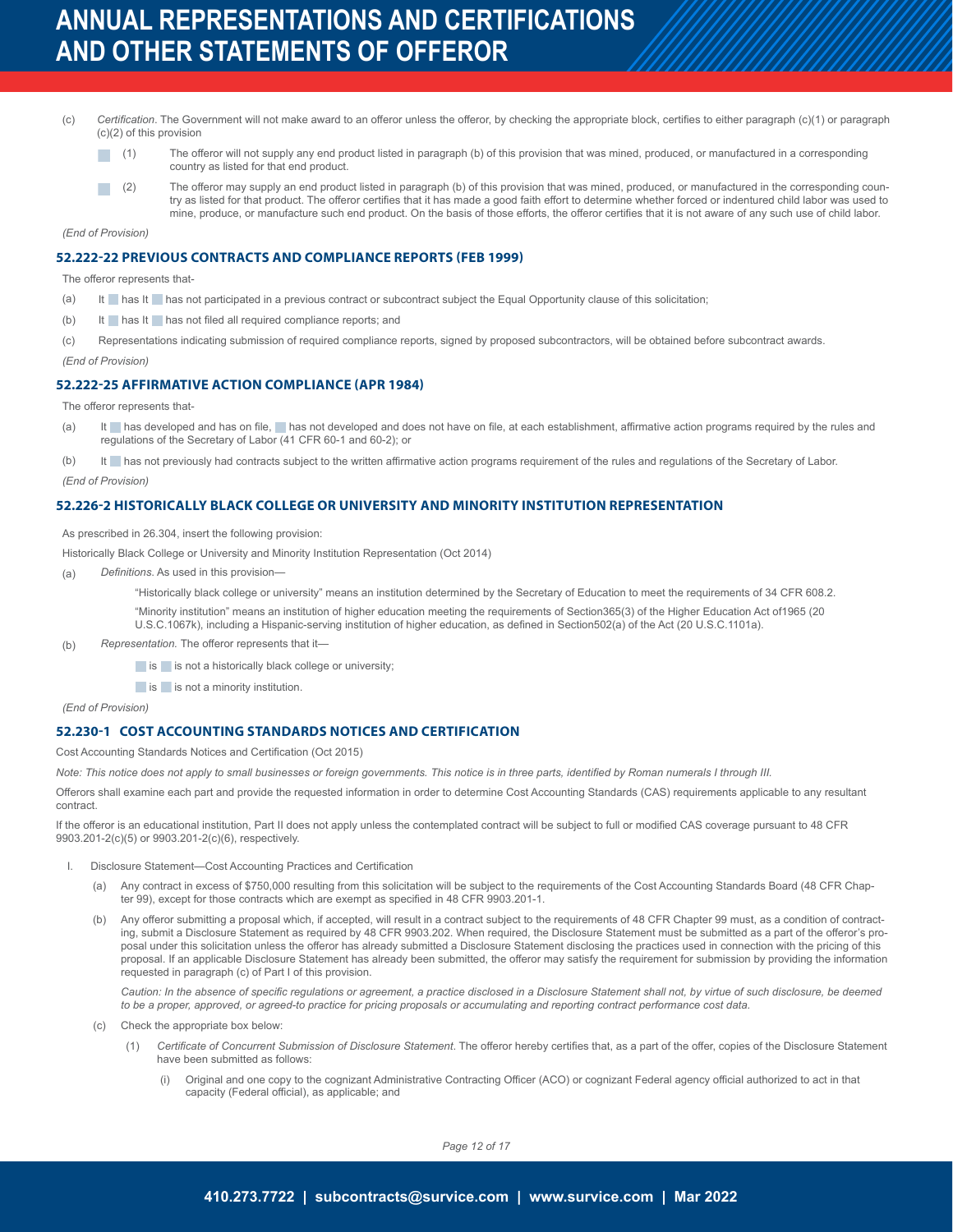(c) *Certification*. The Government will not make award to an offeror unless the offeror, by checking the appropriate block, certifies to either paragraph (c)(1) or paragraph (c)(2) of this provision

☐ (1) The offeror will not supply any end product listed in paragraph (b) of this provision that was mined, produced, or manufactured in a corresponding country as listed for that end product.

☐ (2) The offeror may supply an end product listed in paragraph (b) of this provision that was mined, produced, or manufactured in the corresponding country as listed for that product. The offeror certifies that it has made a good faith effort to determine whether forced or indentured child labor was used to mine, produce, or manufacture such end product. On the basis of those efforts, the offeror certifies that it is not aware of any such use of child labor.

*(End of Provision)*

### 52.222-22 PREVIOUS CONTRACTS AND COMPLIANCE REPORTS (FEB 1999)

The offeror represents that-

(a) It ☐ has It ☐ has not participated in a previous contract or subcontract subject the Equal Opportunity clause of this solicitation;

(b) It ☐ has It ☐ has not filed all required compliance reports; and

(c) Representations indicating submission of required compliance reports, signed by proposed subcontractors, will be obtained before subcontract awards.

*(End of Provision)*

### 52.222-25 AFFIRMATIVE ACTION COMPLIANCE (APR 1984)

The offeror represents that-

(a) It ☐ has developed and has on file, ☐ has not developed and does not have on file, at each establishment, affirmative action programs required by the rules and regulations of the Secretary of Labor (41 CFR 60-1 and 60-2); or

(b) It ☐ has not previously had contracts subject to the written affirmative action programs requirement of the rules and regulations of the Secretary of Labor.

*(End of Provision)*

### 52.226-2 HISTORICALLY BLACK COLLEGE OR UNIVERSITY AND MINORITY INSTITUTION REPRESENTATION

As prescribed in 26.304, insert the following provision:

Historically Black College or University and Minority Institution Representation (Oct 2014)

(a) *Definitions*. As used in this provision—

"Historically black college or university" means an institution determined by the Secretary of Education to meet the requirements of 34 CFR 608.2.

"Minority institution" means an institution of higher education meeting the requirements of Section365(3) of the Higher Education Act of1965 (20 U.S.C.1067k), including a Hispanic-serving institution of higher education, as defined in Section502(a) of the Act (20 U.S.C.1101a).

(b) *Representation*. The offeror represents that it—

☐ is ☐ is not a historically black college or university;

☐ is ☐ is not a minority institution.

*(End of Provision)*

### 52.230-1 COST ACCOUNTING STANDARDS NOTICES AND CERTIFICATION

Cost Accounting Standards Notices and Certification (Oct 2015)

*Note: This notice does not apply to small businesses or foreign governments. This notice is in three parts, identified by Roman numerals I through III.*

Offerors shall examine each part and provide the requested information in order to determine Cost Accounting Standards (CAS) requirements applicable to any resultant contract.

If the offeror is an educational institution, Part II does not apply unless the contemplated contract will be subject to full or modified CAS coverage pursuant to 48 CFR 9903.201-2(c)(5) or 9903.201-2(c)(6), respectively.

I. Disclosure Statement—Cost Accounting Practices and Certification

(a) Any contract in excess of $750,000 resulting from this solicitation will be subject to the requirements of the Cost Accounting Standards Board (48 CFR Chapter 99), except for those contracts which are exempt as specified in 48 CFR 9903.201-1.

(b) Any offeror submitting a proposal which, if accepted, will result in a contract subject to the requirements of 48 CFR Chapter 99 must, as a condition of contracting, submit a Disclosure Statement as required by 48 CFR 9903.202. When required, the Disclosure Statement must be submitted as a part of the offeror's proposal under this solicitation unless the offeror has already submitted a Disclosure Statement disclosing the practices used in connection with the pricing of this proposal. If an applicable Disclosure Statement has already been submitted, the offeror may satisfy the requirement for submission by providing the information requested in paragraph (c) of Part I of this provision.

*Caution: In the absence of specific regulations or agreement, a practice disclosed in a Disclosure Statement shall not, by virtue of such disclosure, be deemed to be a proper, approved, or agreed-to practice for pricing proposals or accumulating and reporting contract performance cost data.*

(c) Check the appropriate box below:

(1) *Certificate of Concurrent Submission of Disclosure Statement*. The offeror hereby certifies that, as a part of the offer, copies of the Disclosure Statement have been submitted as follows:

(i) Original and one copy to the cognizant Administrative Contracting Officer (ACO) or cognizant Federal agency official authorized to act in that capacity (Federal official), as applicable; and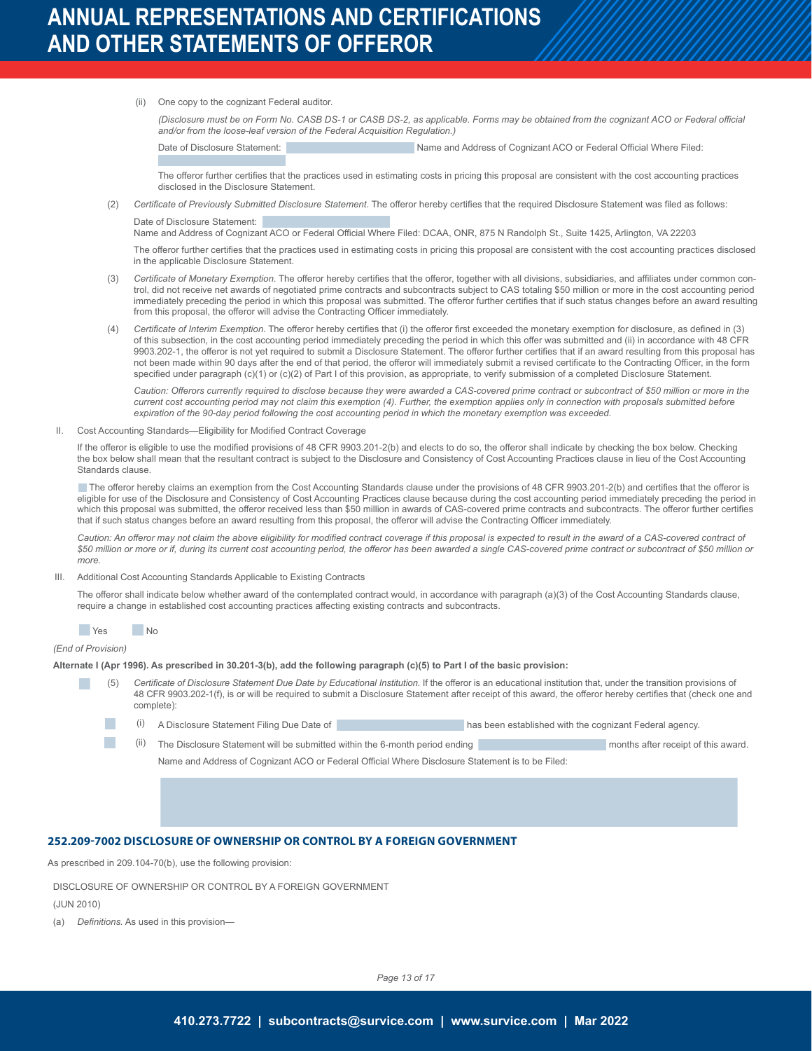(ii) One copy to the cognizant Federal auditor.

*(Disclosure must be on Form No. CASB DS-1 or CASB DS-2, as applicable. Forms may be obtained from the cognizant ACO or Federal official and/or from the loose-leaf version of the Federal Acquisition Regulation.)*

Date of Disclosure Statement: ____________ Name and Address of Cognizant ACO or Federal Official Where Filed: ____________

The offeror further certifies that the practices used in estimating costs in pricing this proposal are consistent with the cost accounting practices disclosed in the Disclosure Statement.

(2) *Certificate of Previously Submitted Disclosure Statement*. The offeror hereby certifies that the required Disclosure Statement was filed as follows:

Date of Disclosure Statement: ____________

Name and Address of Cognizant ACO or Federal Official Where Filed: DCAA, ONR, 875 N Randolph St., Suite 1425, Arlington, VA 22203

The offeror further certifies that the practices used in estimating costs in pricing this proposal are consistent with the cost accounting practices disclosed in the applicable Disclosure Statement.

(3) *Certificate of Monetary Exemption*. The offeror hereby certifies that the offeror, together with all divisions, subsidiaries, and affiliates under common control, did not receive net awards of negotiated prime contracts and subcontracts subject to CAS totaling $50 million or more in the cost accounting period immediately preceding the period in which this proposal was submitted. The offeror further certifies that if such status changes before an award resulting from this proposal, the offeror will advise the Contracting Officer immediately.

(4) *Certificate of Interim Exemption*. The offeror hereby certifies that (i) the offeror first exceeded the monetary exemption for disclosure, as defined in (3) of this subsection, in the cost accounting period immediately preceding the period in which this offer was submitted and (ii) in accordance with 48 CFR 9903.202-1, the offeror is not yet required to submit a Disclosure Statement. The offeror further certifies that if an award resulting from this proposal has not been made within 90 days after the end of that period, the offeror will immediately submit a revised certificate to the Contracting Officer, in the form specified under paragraph (c)(1) or (c)(2) of Part I of this provision, as appropriate, to verify submission of a completed Disclosure Statement.

*Caution: Offerors currently required to disclose because they were awarded a CAS-covered prime contract or subcontract of $50 million or more in the current cost accounting period may not claim this exemption (4). Further, the exemption applies only in connection with proposals submitted before expiration of the 90-day period following the cost accounting period in which the monetary exemption was exceeded.*

II. Cost Accounting Standards—Eligibility for Modified Contract Coverage

If the offeror is eligible to use the modified provisions of 48 CFR 9903.201-2(b) and elects to do so, the offeror shall indicate by checking the box below. Checking the box below shall mean that the resultant contract is subject to the Disclosure and Consistency of Cost Accounting Practices clause in lieu of the Cost Accounting Standards clause.

☐ The offeror hereby claims an exemption from the Cost Accounting Standards clause under the provisions of 48 CFR 9903.201-2(b) and certifies that the offeror is eligible for use of the Disclosure and Consistency of Cost Accounting Practices clause because during the cost accounting period immediately preceding the period in which this proposal was submitted, the offeror received less than $50 million in awards of CAS-covered prime contracts and subcontracts. The offeror further certifies that if such status changes before an award resulting from this proposal, the offeror will advise the Contracting Officer immediately.

*Caution: An offeror may not claim the above eligibility for modified contract coverage if this proposal is expected to result in the award of a CAS-covered contract of $50 million or more or if, during its current cost accounting period, the offeror has been awarded a single CAS-covered prime contract or subcontract of $50 million or more.*

III. Additional Cost Accounting Standards Applicable to Existing Contracts

The offeror shall indicate below whether award of the contemplated contract would, in accordance with paragraph (a)(3) of the Cost Accounting Standards clause, require a change in established cost accounting practices affecting existing contracts and subcontracts.

☐ Yes ☐ No

*(End of Provision)*

**Alternate I (Apr 1996). As prescribed in 30.201-3(b), add the following paragraph (c)(5) to Part I of the basic provision:**

☐ (5) *Certificate of Disclosure Statement Due Date by Educational Institution.* If the offeror is an educational institution that, under the transition provisions of 48 CFR 9903.202-1(f), is or will be required to submit a Disclosure Statement after receipt of this award, the offeror hereby certifies that (check one and complete):

☐ (i) A Disclosure Statement Filing Due Date of ____________ has been established with the cognizant Federal agency.

☐ (ii) The Disclosure Statement will be submitted within the 6-month period ending ____________ months after receipt of this award.

Name and Address of Cognizant ACO or Federal Official Where Disclosure Statement is to be Filed:

____________

## 252.209-7002 DISCLOSURE OF OWNERSHIP OR CONTROL BY A FOREIGN GOVERNMENT

As prescribed in 209.104-70(b), use the following provision:

DISCLOSURE OF OWNERSHIP OR CONTROL BY A FOREIGN GOVERNMENT

(JUN 2010)

(a) *Definitions.* As used in this provision—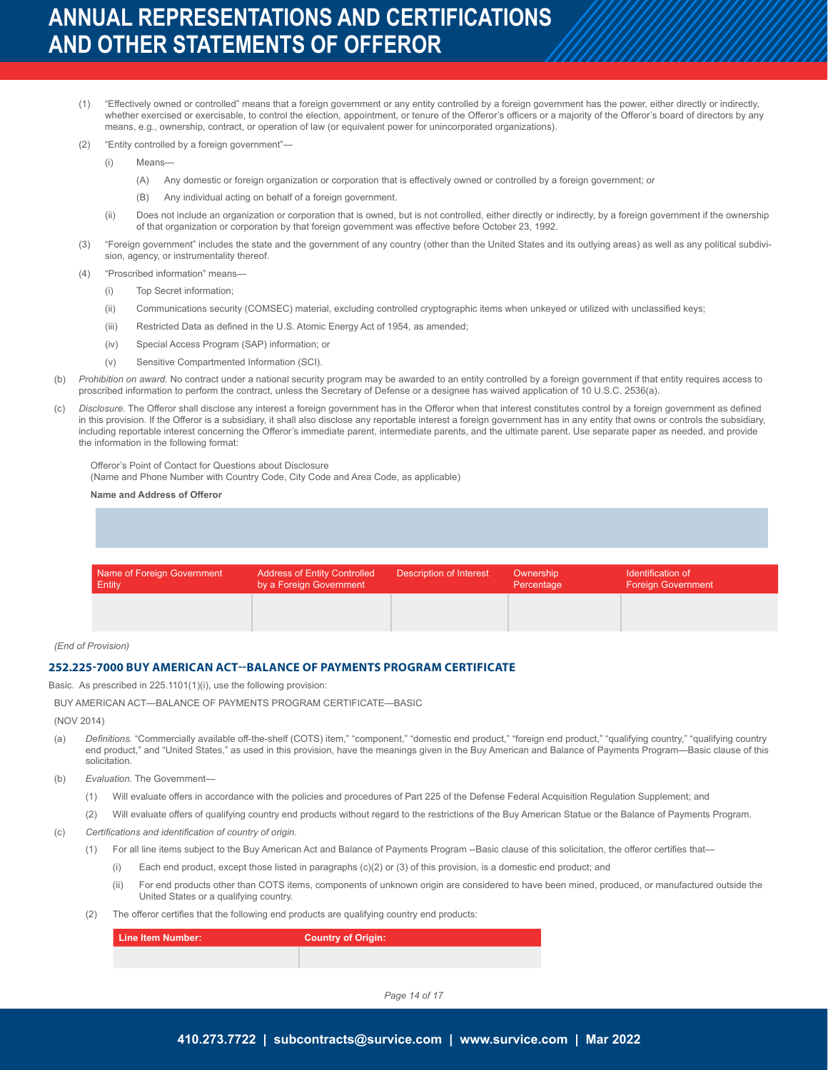(1) "Effectively owned or controlled" means that a foreign government or any entity controlled by a foreign government has the power, either directly or indirectly, whether exercised or exercisable, to control the election, appointment, or tenure of the Offeror's officers or a majority of the Offeror's board of directors by any means, e.g., ownership, contract, or operation of law (or equivalent power for unincorporated organizations).

(2) "Entity controlled by a foreign government"—

(i) Means—

(A) Any domestic or foreign organization or corporation that is effectively owned or controlled by a foreign government; or

(B) Any individual acting on behalf of a foreign government.

(ii) Does not include an organization or corporation that is owned, but is not controlled, either directly or indirectly, by a foreign government if the ownership of that organization or corporation by that foreign government was effective before October 23, 1992.

(3) "Foreign government" includes the state and the government of any country (other than the United States and its outlying areas) as well as any political subdivision, agency, or instrumentality thereof.

(4) "Proscribed information" means—

(i) Top Secret information;

(ii) Communications security (COMSEC) material, excluding controlled cryptographic items when unkeyed or utilized with unclassified keys;

(iii) Restricted Data as defined in the U.S. Atomic Energy Act of 1954, as amended;

(iv) Special Access Program (SAP) information; or

(v) Sensitive Compartmented Information (SCI).

(b) *Prohibition on award.* No contract under a national security program may be awarded to an entity controlled by a foreign government if that entity requires access to proscribed information to perform the contract, unless the Secretary of Defense or a designee has waived application of 10 U.S.C. 2536(a).

(c) *Disclosure.* The Offeror shall disclose any interest a foreign government has in the Offeror when that interest constitutes control by a foreign government as defined in this provision. If the Offeror is a subsidiary, it shall also disclose any reportable interest a foreign government has in any entity that owns or controls the subsidiary, including reportable interest concerning the Offeror's immediate parent, intermediate parents, and the ultimate parent. Use separate paper as needed, and provide the information in the following format:

Offeror's Point of Contact for Questions about Disclosure
(Name and Phone Number with Country Code, City Code and Area Code, as applicable)

**Name and Address of Offeror**

| Name of Foreign Government Entity | Address of Entity Controlled by a Foreign Government | Description of Interest | Ownership Percentage | Identification of Foreign Government |
|---|---|---|---|---|
| | | | | |

*(End of Provision)*

## 252.225-7000 BUY AMERICAN ACT--BALANCE OF PAYMENTS PROGRAM CERTIFICATE

Basic. As prescribed in 225.1101(1)(i), use the following provision:

BUY AMERICAN ACT—BALANCE OF PAYMENTS PROGRAM CERTIFICATE—BASIC

(NOV 2014)

(a) *Definitions.* "Commercially available off-the-shelf (COTS) item," "component," "domestic end product," "foreign end product," "qualifying country," "qualifying country end product," and "United States," as used in this provision, have the meanings given in the Buy American and Balance of Payments Program—Basic clause of this solicitation.

(b) *Evaluation.* The Government—

(1) Will evaluate offers in accordance with the policies and procedures of Part 225 of the Defense Federal Acquisition Regulation Supplement; and

(2) Will evaluate offers of qualifying country end products without regard to the restrictions of the Buy American Statue or the Balance of Payments Program.

(c) *Certifications and identification of country of origin.*

(1) For all line items subject to the Buy American Act and Balance of Payments Program --Basic clause of this solicitation, the offeror certifies that—

(i) Each end product, except those listed in paragraphs (c)(2) or (3) of this provision, is a domestic end product; and

(ii) For end products other than COTS items, components of unknown origin are considered to have been mined, produced, or manufactured outside the United States or a qualifying country.

(2) The offeror certifies that the following end products are qualifying country end products:

| Line Item Number: | Country of Origin: |
|---|---|
| | |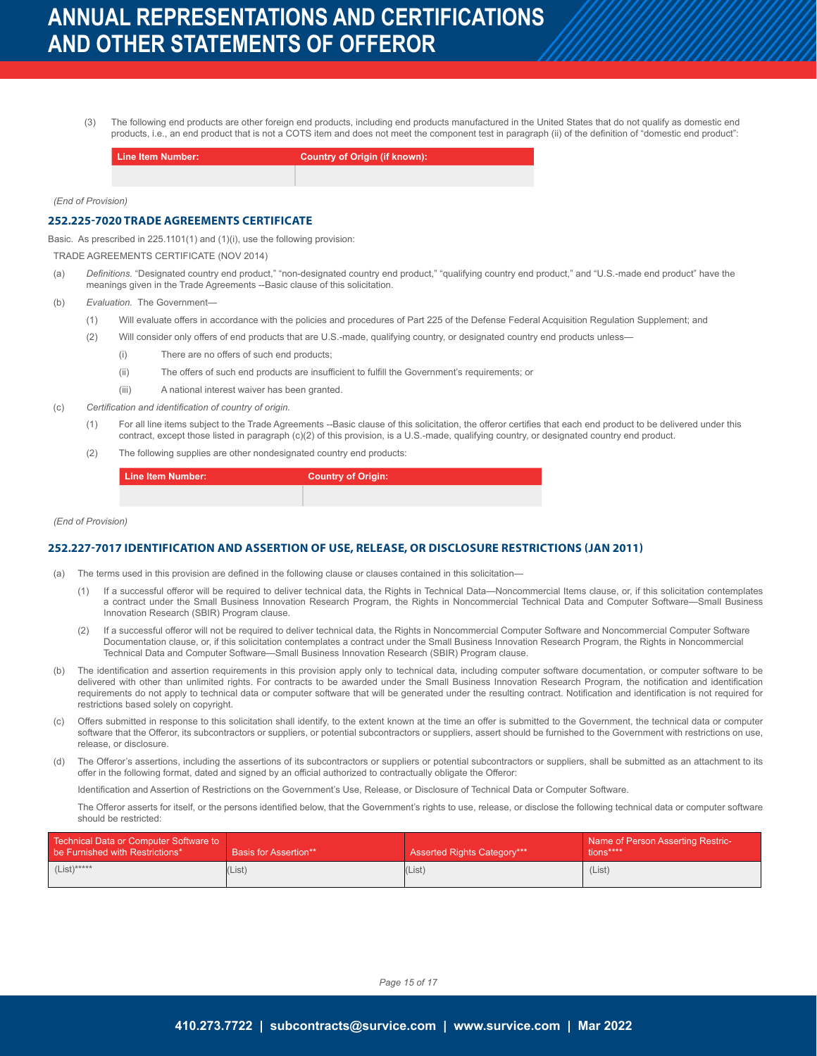(3) The following end products are other foreign end products, including end products manufactured in the United States that do not qualify as domestic end products, i.e., an end product that is not a COTS item and does not meet the component test in paragraph (ii) of the definition of "domestic end product":

| Line Item Number: | Country of Origin (if known): |
| --- | --- |
| | |

*(End of Provision)*

### 252.225-7020 TRADE AGREEMENTS CERTIFICATE

Basic. As prescribed in 225.1101(1) and (1)(i), use the following provision:

TRADE AGREEMENTS CERTIFICATE (NOV 2014)

(a) *Definitions.* "Designated country end product," "non-designated country end product," "qualifying country end product," and "U.S.-made end product" have the meanings given in the Trade Agreements --Basic clause of this solicitation.

(b) *Evaluation.* The Government—

(1) Will evaluate offers in accordance with the policies and procedures of Part 225 of the Defense Federal Acquisition Regulation Supplement; and

(2) Will consider only offers of end products that are U.S.-made, qualifying country, or designated country end products unless—

(i) There are no offers of such end products;

(ii) The offers of such end products are insufficient to fulfill the Government's requirements; or

(iii) A national interest waiver has been granted.

(c) *Certification and identification of country of origin.*

(1) For all line items subject to the Trade Agreements --Basic clause of this solicitation, the offeror certifies that each end product to be delivered under this contract, except those listed in paragraph (c)(2) of this provision, is a U.S.-made, qualifying country, or designated country end product.

(2) The following supplies are other nondesignated country end products:

| Line Item Number: | Country of Origin: |
| --- | --- |
| | |

*(End of Provision)*

### 252.227-7017 IDENTIFICATION AND ASSERTION OF USE, RELEASE, OR DISCLOSURE RESTRICTIONS (JAN 2011)

(a) The terms used in this provision are defined in the following clause or clauses contained in this solicitation—

(1) If a successful offeror will be required to deliver technical data, the Rights in Technical Data—Noncommercial Items clause, or, if this solicitation contemplates a contract under the Small Business Innovation Research Program, the Rights in Noncommercial Technical Data and Computer Software—Small Business Innovation Research (SBIR) Program clause.

(2) If a successful offeror will not be required to deliver technical data, the Rights in Noncommercial Computer Software and Noncommercial Computer Software Documentation clause, or, if this solicitation contemplates a contract under the Small Business Innovation Research Program, the Rights in Noncommercial Technical Data and Computer Software—Small Business Innovation Research (SBIR) Program clause.

(b) The identification and assertion requirements in this provision apply only to technical data, including computer software documentation, or computer software to be delivered with other than unlimited rights. For contracts to be awarded under the Small Business Innovation Research Program, the notification and identification requirements do not apply to technical data or computer software that will be generated under the resulting contract. Notification and identification is not required for restrictions based solely on copyright.

(c) Offers submitted in response to this solicitation shall identify, to the extent known at the time an offer is submitted to the Government, the technical data or computer software that the Offeror, its subcontractors or suppliers, or potential subcontractors or suppliers, assert should be furnished to the Government with restrictions on use, release, or disclosure.

(d) The Offeror's assertions, including the assertions of its subcontractors or suppliers or potential subcontractors or suppliers, shall be submitted as an attachment to its offer in the following format, dated and signed by an official authorized to contractually obligate the Offeror:

Identification and Assertion of Restrictions on the Government's Use, Release, or Disclosure of Technical Data or Computer Software.

The Offeror asserts for itself, or the persons identified below, that the Government's rights to use, release, or disclose the following technical data or computer software should be restricted:

| Technical Data or Computer Software to be Furnished with Restrictions* | Basis for Assertion** | Asserted Rights Category*** | Name of Person Asserting Restrictions**** |
| --- | --- | --- | --- |
| (List)***** | (List) | (List) | (List) |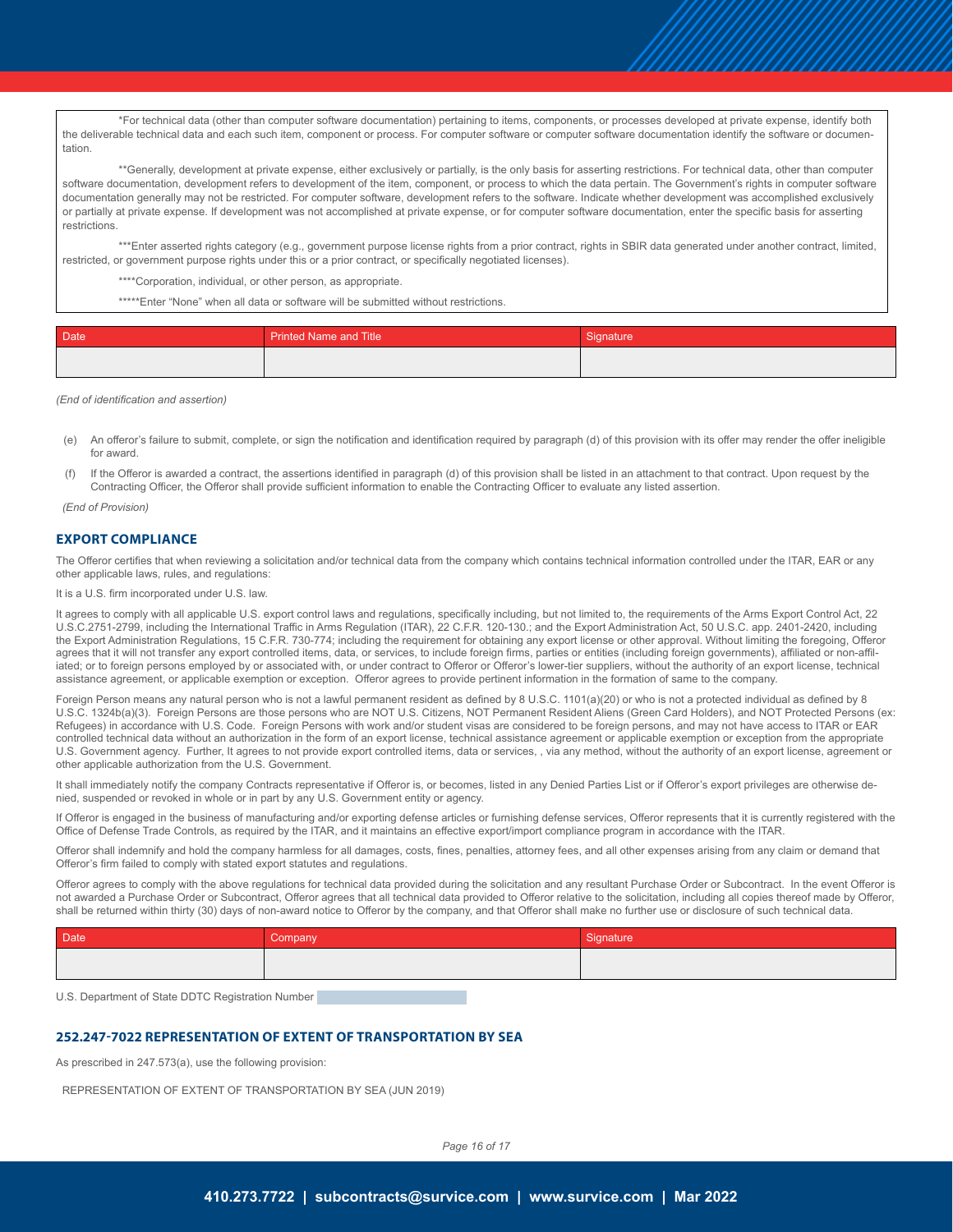*For technical data (other than computer software documentation) pertaining to items, components, or processes developed at private expense, identify both the deliverable technical data and each such item, component or process. For computer software or computer software documentation identify the software or documentation.

**Generally, development at private expense, either exclusively or partially, is the only basis for asserting restrictions. For technical data, other than computer software documentation, development refers to development of the item, component, or process to which the data pertain. The Government's rights in computer software documentation generally may not be restricted. For computer software, development refers to the software. Indicate whether development was accomplished exclusively or partially at private expense. If development was not accomplished at private expense, or for computer software documentation, enter the specific basis for asserting restrictions.

***Enter asserted rights category (e.g., government purpose license rights from a prior contract, rights in SBIR data generated under another contract, limited, restricted, or government purpose rights under this or a prior contract, or specifically negotiated licenses).

****Corporation, individual, or other person, as appropriate.

*****Enter "None" when all data or software will be submitted without restrictions.

| Date | Printed Name and Title | Signature |
|---|---|---|
| | | |

*(End of identification and assertion)*

(e) An offeror's failure to submit, complete, or sign the notification and identification required by paragraph (d) of this provision with its offer may render the offer ineligible for award.

(f) If the Offeror is awarded a contract, the assertions identified in paragraph (d) of this provision shall be listed in an attachment to that contract. Upon request by the Contracting Officer, the Offeror shall provide sufficient information to enable the Contracting Officer to evaluate any listed assertion.

*(End of Provision)*

## EXPORT COMPLIANCE

The Offeror certifies that when reviewing a solicitation and/or technical data from the company which contains technical information controlled under the ITAR, EAR or any other applicable laws, rules, and regulations:

It is a U.S. firm incorporated under U.S. law.

It agrees to comply with all applicable U.S. export control laws and regulations, specifically including, but not limited to, the requirements of the Arms Export Control Act, 22 U.S.C.2751-2799, including the International Traffic in Arms Regulation (ITAR), 22 C.F.R. 120-130.; and the Export Administration Act, 50 U.S.C. app. 2401-2420, including the Export Administration Regulations, 15 C.F.R. 730-774; including the requirement for obtaining any export license or other approval. Without limiting the foregoing, Offeror agrees that it will not transfer any export controlled items, data, or services, to include foreign firms, parties or entities (including foreign governments), affiliated or non-affiliated; or to foreign persons employed by or associated with, or under contract to Offeror or Offeror's lower-tier suppliers, without the authority of an export license, technical assistance agreement, or applicable exemption or exception. Offeror agrees to provide pertinent information in the formation of same to the company.

Foreign Person means any natural person who is not a lawful permanent resident as defined by 8 U.S.C. 1101(a)(20) or who is not a protected individual as defined by 8 U.S.C. 1324b(a)(3). Foreign Persons are those persons who are NOT U.S. Citizens, NOT Permanent Resident Aliens (Green Card Holders), and NOT Protected Persons (ex: Refugees) in accordance with U.S. Code. Foreign Persons with work and/or student visas are considered to be foreign persons, and may not have access to ITAR or EAR controlled technical data without an authorization in the form of an export license, technical assistance agreement or applicable exemption or exception from the appropriate U.S. Government agency. Further, It agrees to not provide export controlled items, data or services, , via any method, without the authority of an export license, agreement or other applicable authorization from the U.S. Government.

It shall immediately notify the company Contracts representative if Offeror is, or becomes, listed in any Denied Parties List or if Offeror's export privileges are otherwise denied, suspended or revoked in whole or in part by any U.S. Government entity or agency.

If Offeror is engaged in the business of manufacturing and/or exporting defense articles or furnishing defense services, Offeror represents that it is currently registered with the Office of Defense Trade Controls, as required by the ITAR, and it maintains an effective export/import compliance program in accordance with the ITAR.

Offeror shall indemnify and hold the company harmless for all damages, costs, fines, penalties, attorney fees, and all other expenses arising from any claim or demand that Offeror's firm failed to comply with stated export statutes and regulations.

Offeror agrees to comply with the above regulations for technical data provided during the solicitation and any resultant Purchase Order or Subcontract. In the event Offeror is not awarded a Purchase Order or Subcontract, Offeror agrees that all technical data provided to Offeror relative to the solicitation, including all copies thereof made by Offeror, shall be returned within thirty (30) days of non-award notice to Offeror by the company, and that Offeror shall make no further use or disclosure of such technical data.

| Date | Company | Signature |
|---|---|---|
| | | |

U.S. Department of State DDTC Registration Number

## 252.247-7022 REPRESENTATION OF EXTENT OF TRANSPORTATION BY SEA

As prescribed in 247.573(a), use the following provision:

REPRESENTATION OF EXTENT OF TRANSPORTATION BY SEA (JUN 2019)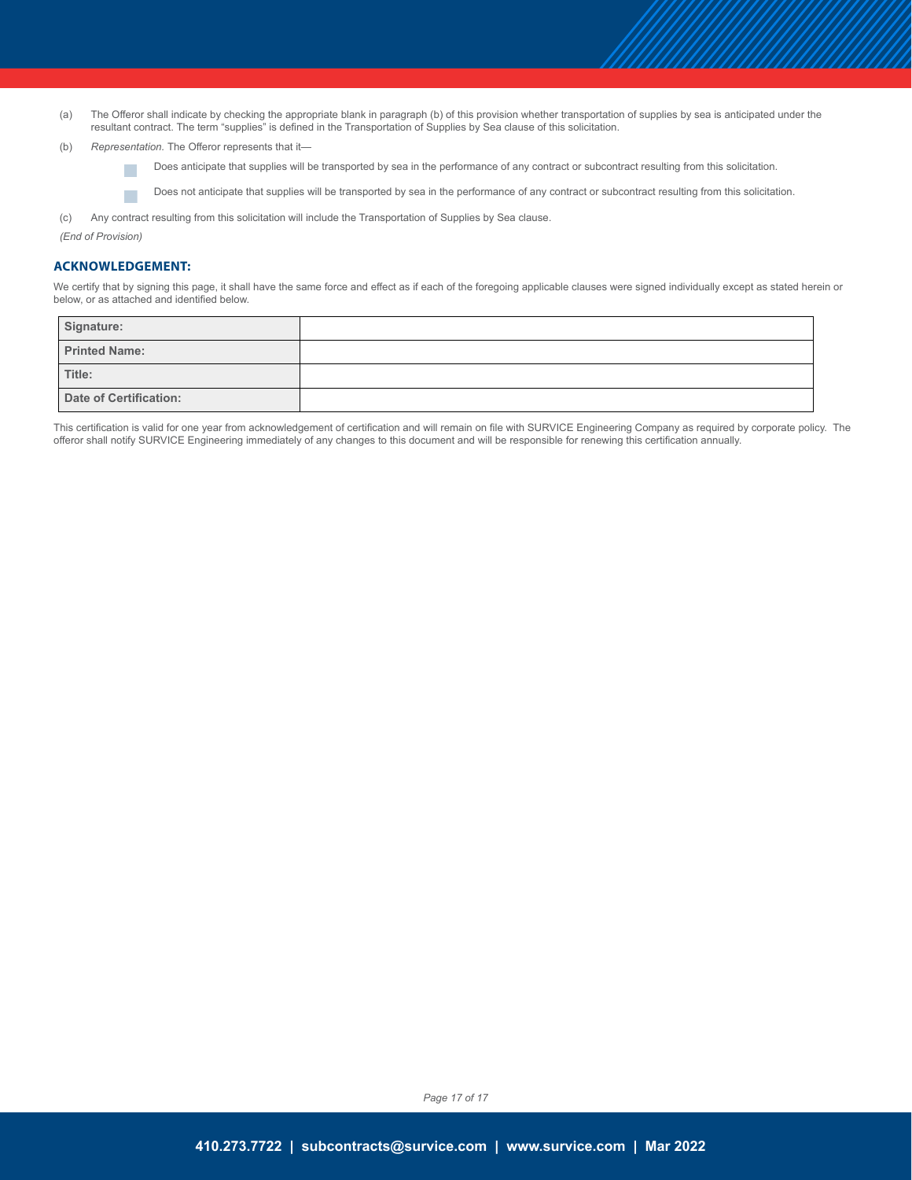(a) The Offeror shall indicate by checking the appropriate blank in paragraph (b) of this provision whether transportation of supplies by sea is anticipated under the resultant contract. The term “supplies” is defined in the Transportation of Supplies by Sea clause of this solicitation.

(b) *Representation.* The Offeror represents that it—

- ☐ Does anticipate that supplies will be transported by sea in the performance of any contract or subcontract resulting from this solicitation.
- ☐ Does not anticipate that supplies will be transported by sea in the performance of any contract or subcontract resulting from this solicitation.

(c) Any contract resulting from this solicitation will include the Transportation of Supplies by Sea clause.

*(End of Provision)*

### ACKNOWLEDGEMENT:

We certify that by signing this page, it shall have the same force and effect as if each of the foregoing applicable clauses were signed individually except as stated herein or below, or as attached and identified below.

| | |
|---|---|
| **Signature:** | |
| **Printed Name:** | |
| **Title:** | |
| **Date of Certification:** | |

This certification is valid for one year from acknowledgement of certification and will remain on file with SURVICE Engineering Company as required by corporate policy. The offeror shall notify SURVICE Engineering immediately of any changes to this document and will be responsible for renewing this certification annually.